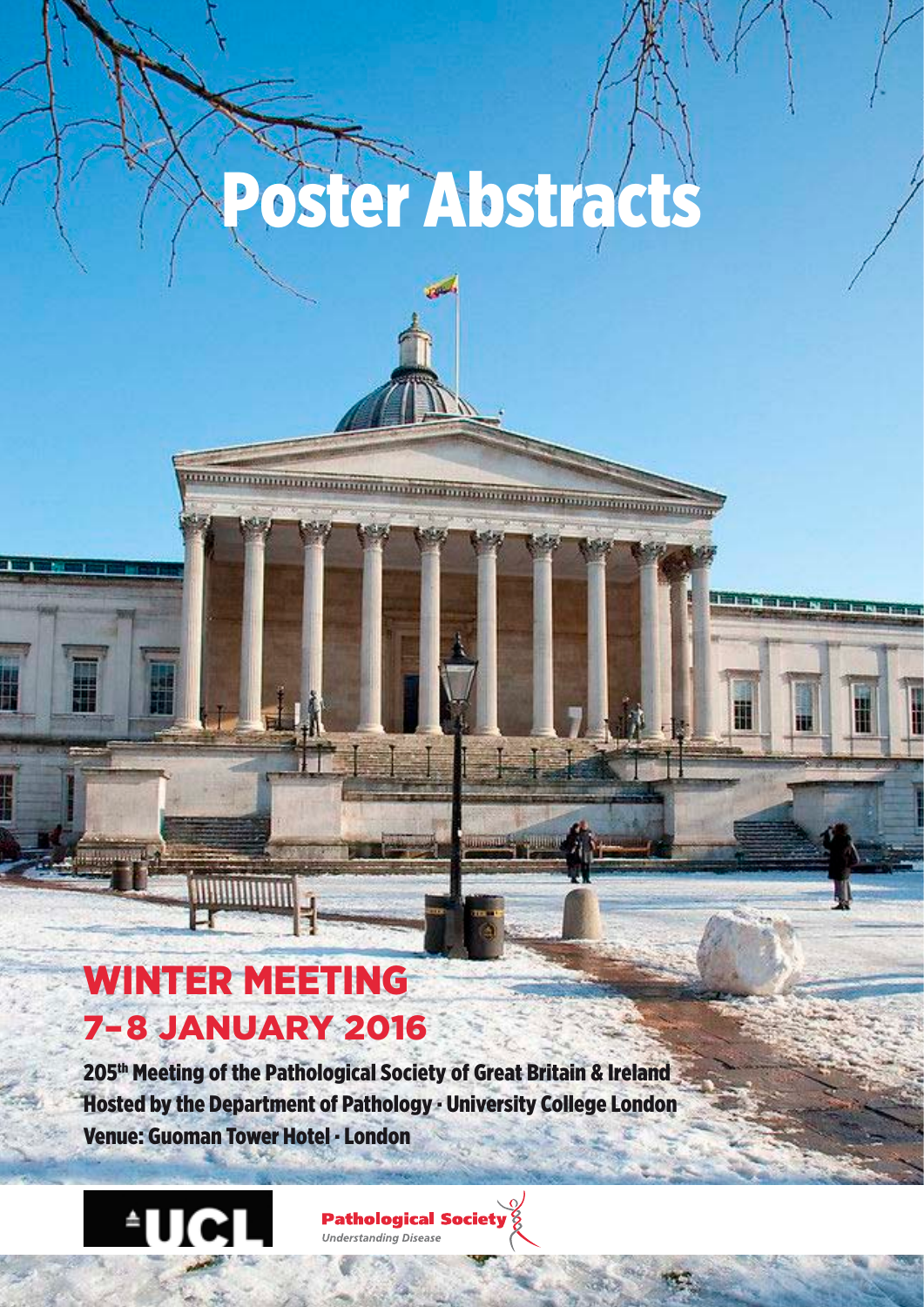# Poster Abstracts

## WINTER MEETING
## 7–8 JANUARY 2016

**205th Meeting of the Pathological Society of Great Britain & Ireland**
**Hosted by the Department of Pathology · University College London**
**Venue: Guoman Tower Hotel · London**

UCL

Pathological Society
*Understanding Disease*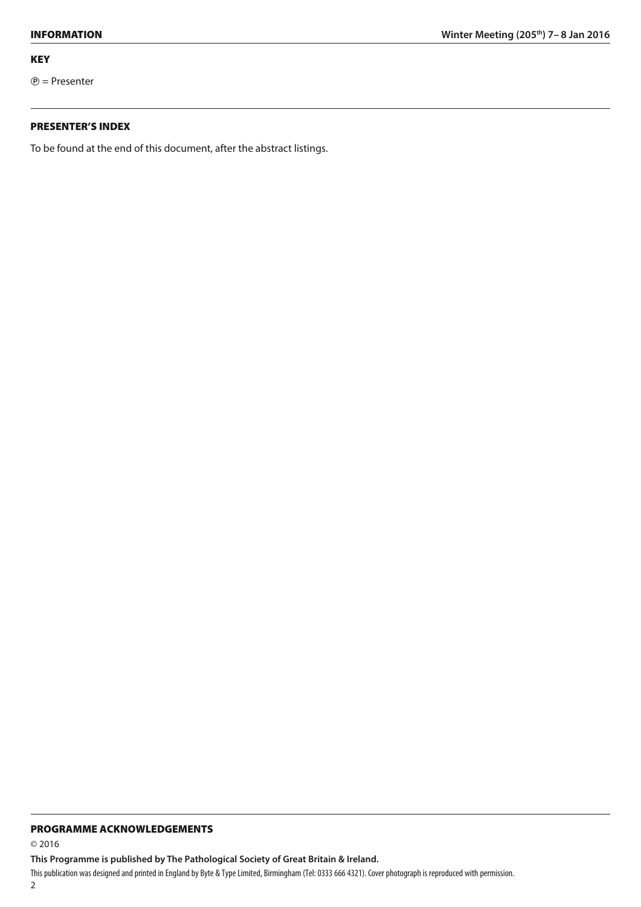## KEY

Ⓟ = Presenter

## PRESENTER'S INDEX

To be found at the end of this document, after the abstract listings.

## PROGRAMME ACKNOWLEDGEMENTS

© 2016

**This Programme is published by The Pathological Society of Great Britain & Ireland.**

This publication was designed and printed in England by Byte & Type Limited, Birmingham (Tel: 0333 666 4321). Cover photograph is reproduced with permission.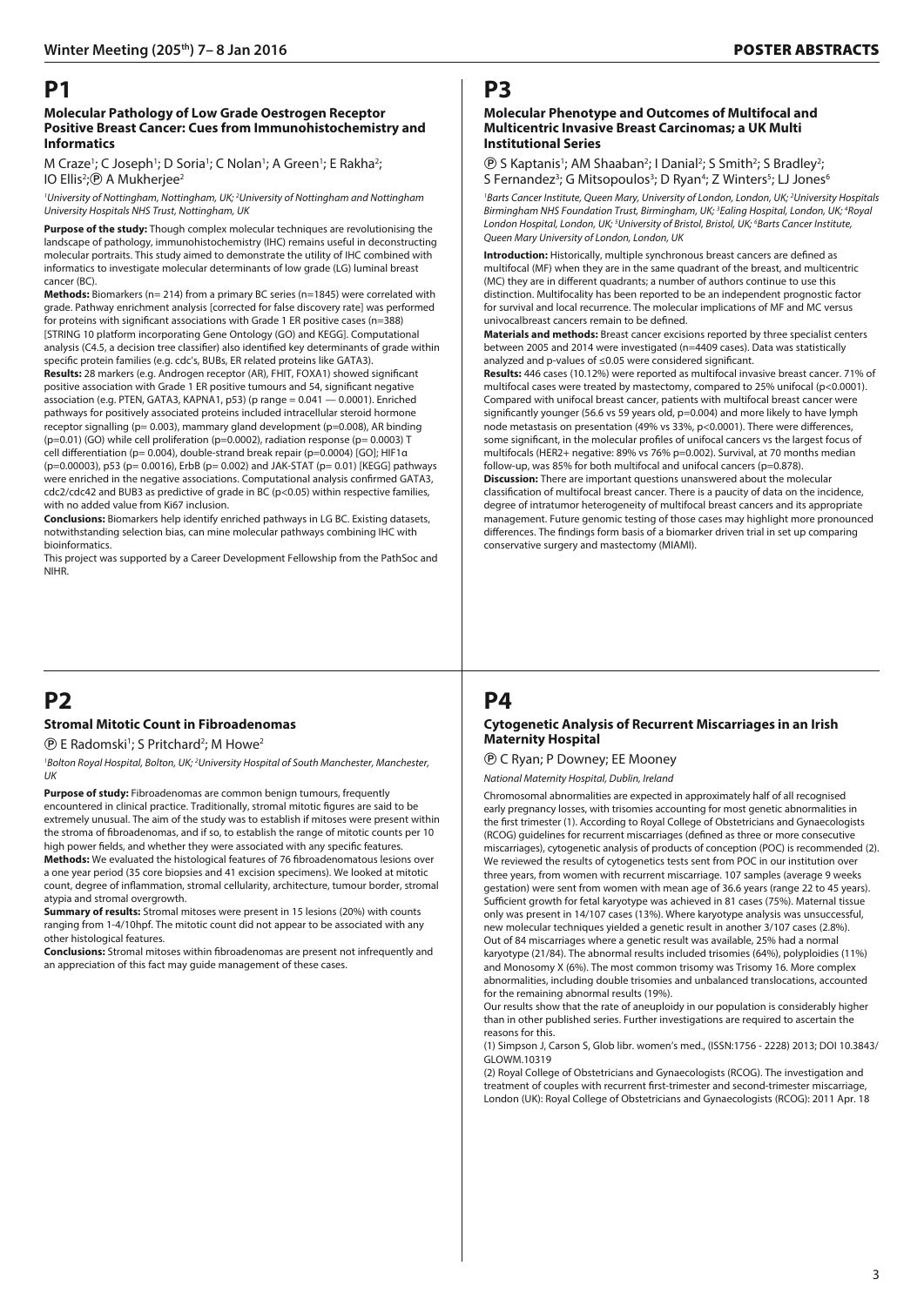# P1

### Molecular Pathology of Low Grade Oestrogen Receptor Positive Breast Cancer: Cues from Immunohistochemistry and Informatics

M Craze[1]; C Joseph[1]; D Soria[1]; C Nolan[1]; A Green[1]; E Rakha[2]; IO Ellis[2]; Ⓟ A Mukherjee[2]

*[1]University of Nottingham, Nottingham, UK; [2]University of Nottingham and Nottingham University Hospitals NHS Trust, Nottingham, UK*

**Purpose of the study:** Though complex molecular techniques are revolutionising the landscape of pathology, immunohistochemistry (IHC) remains useful in deconstructing molecular portraits. This study aimed to demonstrate the utility of IHC combined with informatics to investigate molecular determinants of low grade (LG) luminal breast cancer (BC).

**Methods:** Biomarkers (n= 214) from a primary BC series (n=1845) were correlated with grade. Pathway enrichment analysis [corrected for false discovery rate] was performed for proteins with significant associations with Grade 1 ER positive cases (n=388) [STRING 10 platform incorporating Gene Ontology (GO) and KEGG]. Computational analysis (C4.5, a decision tree classifier) also identified key determinants of grade within specific protein families (e.g. cdc's, BUBs, ER related proteins like GATA3).

**Results:** 28 markers (e.g. Androgen receptor (AR), FHIT, FOXA1) showed significant positive association with Grade 1 ER positive tumours and 54, significant negative association (e.g. PTEN, GATA3, KAPNA1, p53) (p range = 0.041 — 0.0001). Enriched pathways for positively associated proteins included intracellular steroid hormone receptor signalling (p= 0.003), mammary gland development (p=0.008), AR binding (p=0.01) (GO) while cell proliferation (p=0.0002), radiation response (p= 0.0003) T cell differentiation (p= 0.004), double-strand break repair (p=0.0004) [GO]; HIF1α (p=0.00003), p53 (p= 0.0016), ErbB (p= 0.002) and JAK-STAT (p= 0.01) [KEGG] pathways were enriched in the negative associations. Computational analysis confirmed GATA3, cdc2/cdc42 and BUB3 as predictive of grade in BC (p<0.05) within respective families, with no added value from Ki67 inclusion.

**Conclusions:** Biomarkers help identify enriched pathways in LG BC. Existing datasets, notwithstanding selection bias, can mine molecular pathways combining IHC with bioinformatics.

This project was supported by a Career Development Fellowship from the PathSoc and NIHR.

# P2

### Stromal Mitotic Count in Fibroadenomas

Ⓟ E Radomski[1]; S Pritchard[2]; M Howe[2]

*[1]Bolton Royal Hospital, Bolton, UK; [2]University Hospital of South Manchester, Manchester, UK*

**Purpose of study:** Fibroadenomas are common benign tumours, frequently encountered in clinical practice. Traditionally, stromal mitotic figures are said to be extremely unusual. The aim of the study was to establish if mitoses were present within the stroma of fibroadenomas, and if so, to establish the range of mitotic counts per 10 high power fields, and whether they were associated with any specific features.

**Methods:** We evaluated the histological features of 76 fibroadenomatous lesions over a one year period (35 core biopsies and 41 excision specimens). We looked at mitotic count, degree of inflammation, stromal cellularity, architecture, tumour border, stromal atypia and stromal overgrowth.

**Summary of results:** Stromal mitoses were present in 15 lesions (20%) with counts ranging from 1-4/10hpf. The mitotic count did not appear to be associated with any other histological features.

**Conclusions:** Stromal mitoses within fibroadenomas are present not infrequently and an appreciation of this fact may guide management of these cases.

# P3

### Molecular Phenotype and Outcomes of Multifocal and Multicentric Invasive Breast Carcinomas; a UK Multi Institutional Series

Ⓟ S Kaptanis[1]; AM Shaaban[2]; I Danial[2]; S Smith[2]; S Bradley[2]; S Fernandez[3]; G Mitsopoulos[3]; D Ryan[4]; Z Winters[5]; LJ Jones[6]

*[1]Barts Cancer Institute, Queen Mary, University of London, London, UK; [2]University Hospitals Birmingham NHS Foundation Trust, Birmingham, UK; [3]Ealing Hospital, London, UK; [4]Royal London Hospital, London, UK; [5]University of Bristol, Bristol, UK; [6]Barts Cancer Institute, Queen Mary University of London, London, UK*

**Introduction:** Historically, multiple synchronous breast cancers are defined as multifocal (MF) when they are in the same quadrant of the breast, and multicentric (MC) they are in different quadrants; a number of authors continue to use this distinction. Multifocality has been reported to be an independent prognostic factor for survival and local recurrence. The molecular implications of MF and MC versus univocalbreast cancers remain to be defined.

**Materials and methods:** Breast cancer excisions reported by three specialist centers between 2005 and 2014 were investigated (n=4409 cases). Data was statistically analyzed and p-values of ≤0.05 were considered significant.

**Results:** 446 cases (10.12%) were reported as multifocal invasive breast cancer. 71% of multifocal cases were treated by mastectomy, compared to 25% unifocal (p<0.0001). Compared with unifocal breast cancer, patients with multifocal breast cancer were significantly younger (56.6 vs 59 years old, p=0.004) and more likely to have lymph node metastasis on presentation (49% vs 33%, p<0.0001). There were differences, some significant, in the molecular profiles of unifocal cancers vs the largest focus of multifocals (HER2+ negative: 89% vs 76% p=0.002). Survival, at 70 months median follow-up, was 85% for both multifocal and unifocal cancers (p=0.878).

**Discussion:** There are important questions unanswered about the molecular classification of multifocal breast cancer. There is a paucity of data on the incidence, degree of intratumor heterogeneity of multifocal breast cancers and its appropriate management. Future genomic testing of those cases may highlight more pronounced differences. The findings form basis of a biomarker driven trial in set up comparing conservative surgery and mastectomy (MIAMI).

# P4

### Cytogenetic Analysis of Recurrent Miscarriages in an Irish Maternity Hospital

Ⓟ C Ryan; P Downey; EE Mooney

*National Maternity Hospital, Dublin, Ireland*

Chromosomal abnormalities are expected in approximately half of all recognised early pregnancy losses, with trisomies accounting for most genetic abnormalities in the first trimester (1). According to Royal College of Obstetricians and Gynaecologists (RCOG) guidelines for recurrent miscarriages (defined as three or more consecutive miscarriages), cytogenetic analysis of products of conception (POC) is recommended (2). We reviewed the results of cytogenetics tests sent from POC in our institution over three years, from women with recurrent miscarriage. 107 samples (average 9 weeks gestation) were sent from women with mean age of 36.6 years (range 22 to 45 years). Sufficient growth for fetal karyotype was achieved in 81 cases (75%). Maternal tissue only was present in 14/107 cases (13%). Where karyotype analysis was unsuccessful, new molecular techniques yielded a genetic result in another 3/107 cases (2.8%). Out of 84 miscarriages where a genetic result was available, 25% had a normal karyotype (21/84). The abnormal results included trisomies (64%), polyploidies (11%) and Monosomy X (6%). The most common trisomy was Trisomy 16. More complex abnormalities, including double trisomies and unbalanced translocations, accounted for the remaining abnormal results (19%).

Our results show that the rate of aneuploidy in our population is considerably higher than in other published series. Further investigations are required to ascertain the reasons for this.

(1) Simpson J, Carson S, Glob libr. women's med., (ISSN:1756 - 2228) 2013; DOI 10.3843/GLOWM.10319

(2) Royal College of Obstetricians and Gynaecologists (RCOG). The investigation and treatment of couples with recurrent first-trimester and second-trimester miscarriage, London (UK): Royal College of Obstetricians and Gynaecologists (RCOG): 2011 Apr. 18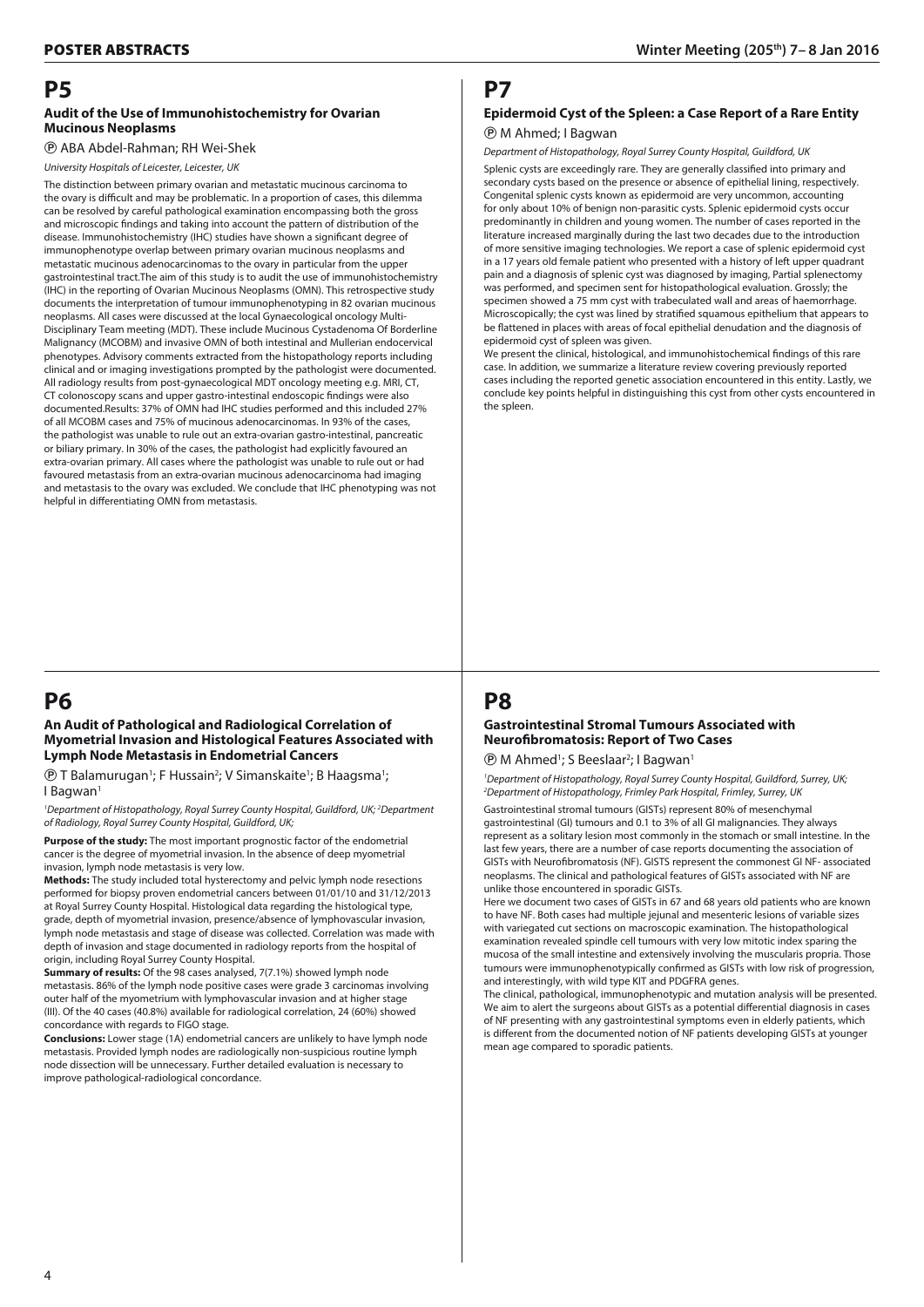## P5

### Audit of the Use of Immunohistochemistry for Ovarian Mucinous Neoplasms

Ⓟ ABA Abdel-Rahman; RH Wei-Shek

*University Hospitals of Leicester, Leicester, UK*

The distinction between primary ovarian and metastatic mucinous carcinoma to the ovary is difficult and may be problematic. In a proportion of cases, this dilemma can be resolved by careful pathological examination encompassing both the gross and microscopic findings and taking into account the pattern of distribution of the disease. Immunohistochemistry (IHC) studies have shown a significant degree of immunophenotype overlap between primary ovarian mucinous neoplasms and metastatic mucinous adenocarcinomas to the ovary in particular from the upper gastrointestinal tract.The aim of this study is to audit the use of immunohistochemistry (IHC) in the reporting of Ovarian Mucinous Neoplasms (OMN). This retrospective study documents the interpretation of tumour immunophenotyping in 82 ovarian mucinous neoplasms. All cases were discussed at the local Gynaecological oncology Multi-Disciplinary Team meeting (MDT). These include Mucinous Cystadenoma Of Borderline Malignancy (MCOBM) and invasive OMN of both intestinal and Mullerian endocervical phenotypes. Advisory comments extracted from the histopathology reports including clinical and or imaging investigations prompted by the pathologist were documented. All radiology results from post-gynaecological MDT oncology meeting e.g. MRI, CT, CT colonoscopy scans and upper gastro-intestinal endoscopic findings were also documented.Results: 37% of OMN had IHC studies performed and this included 27% of all MCOBM cases and 75% of mucinous adenocarcinomas. In 93% of the cases, the pathologist was unable to rule out an extra-ovarian gastro-intestinal, pancreatic or biliary primary. In 30% of the cases, the pathologist had explicitly favoured an extra-ovarian primary. All cases where the pathologist was unable to rule out or had favoured metastasis from an extra-ovarian mucinous adenocarcinoma had imaging and metastasis to the ovary was excluded. We conclude that IHC phenotyping was not helpful in differentiating OMN from metastasis.

## P6

### An Audit of Pathological and Radiological Correlation of Myometrial Invasion and Histological Features Associated with Lymph Node Metastasis in Endometrial Cancers

Ⓟ T Balamurugan[1]; F Hussain[2]; V Simanskaite[1]; B Haagsma[1]; I Bagwan[1]

*[1]Department of Histopathology, Royal Surrey County Hospital, Guildford, UK; [2]Department of Radiology, Royal Surrey County Hospital, Guildford, UK;*

**Purpose of the study:** The most important prognostic factor of the endometrial cancer is the degree of myometrial invasion. In the absence of deep myometrial invasion, lymph node metastasis is very low.

**Methods:** The study included total hysterectomy and pelvic lymph node resections performed for biopsy proven endometrial cancers between 01/01/10 and 31/12/2013 at Royal Surrey County Hospital. Histological data regarding the histological type, grade, depth of myometrial invasion, presence/absence of lymphovascular invasion, lymph node metastasis and stage of disease was collected. Correlation was made with depth of invasion and stage documented in radiology reports from the hospital of origin, including Royal Surrey County Hospital.

**Summary of results:** Of the 98 cases analysed, 7(7.1%) showed lymph node metastasis. 86% of the lymph node positive cases were grade 3 carcinomas involving outer half of the myometrium with lymphovascular invasion and at higher stage (III). Of the 40 cases (40.8%) available for radiological correlation, 24 (60%) showed concordance with regards to FIGO stage.

**Conclusions:** Lower stage (1A) endometrial cancers are unlikely to have lymph node metastasis. Provided lymph nodes are radiologically non-suspicious routine lymph node dissection will be unnecessary. Further detailed evaluation is necessary to improve pathological-radiological concordance.

## P7

### Epidermoid Cyst of the Spleen: a Case Report of a Rare Entity

Ⓟ M Ahmed; I Bagwan

*Department of Histopathology, Royal Surrey County Hospital, Guildford, UK*

Splenic cysts are exceedingly rare. They are generally classified into primary and secondary cysts based on the presence or absence of epithelial lining, respectively. Congenital splenic cysts known as epidermoid are very uncommon, accounting for only about 10% of benign non-parasitic cysts. Splenic epidermoid cysts occur predominantly in children and young women. The number of cases reported in the literature increased marginally during the last two decades due to the introduction of more sensitive imaging technologies. We report a case of splenic epidermoid cyst in a 17 years old female patient who presented with a history of left upper quadrant pain and a diagnosis of splenic cyst was diagnosed by imaging, Partial splenectomy was performed, and specimen sent for histopathological evaluation. Grossly; the specimen showed a 75 mm cyst with trabeculated wall and areas of haemorrhage. Microscopically; the cyst was lined by stratified squamous epithelium that appears to be flattened in places with areas of focal epithelial denudation and the diagnosis of epidermoid cyst of spleen was given.

We present the clinical, histological, and immunohistochemical findings of this rare case. In addition, we summarize a literature review covering previously reported cases including the reported genetic association encountered in this entity. Lastly, we conclude key points helpful in distinguishing this cyst from other cysts encountered in the spleen.

## P8

### Gastrointestinal Stromal Tumours Associated with Neurofibromatosis: Report of Two Cases

Ⓟ M Ahmed[1]; S Beeslaar[2]; I Bagwan[1]

*[1]Department of Histopathology, Royal Surrey County Hospital, Guildford, Surrey, UK; [2]Department of Histopathology, Frimley Park Hospital, Frimley, Surrey, UK*

Gastrointestinal stromal tumours (GISTs) represent 80% of mesenchymal gastrointestinal (GI) tumours and 0.1 to 3% of all GI malignancies. They always represent as a solitary lesion most commonly in the stomach or small intestine. In the last few years, there are a number of case reports documenting the association of GISTs with Neurofibromatosis (NF). GISTS represent the commonest GI NF- associated neoplasms. The clinical and pathological features of GISTs associated with NF are unlike those encountered in sporadic GISTs.

Here we document two cases of GISTs in 67 and 68 years old patients who are known to have NF. Both cases had multiple jejunal and mesenteric lesions of variable sizes with variegated cut sections on macroscopic examination. The histopathological examination revealed spindle cell tumours with very low mitotic index sparing the mucosa of the small intestine and extensively involving the muscularis propria. Those tumours were immunophenotypically confirmed as GISTs with low risk of progression, and interestingly, with wild type KIT and PDGFRA genes.

The clinical, pathological, immunophenotypic and mutation analysis will be presented. We aim to alert the surgeons about GISTs as a potential differential diagnosis in cases of NF presenting with any gastrointestinal symptoms even in elderly patients, which is different from the documented notion of NF patients developing GISTs at younger mean age compared to sporadic patients.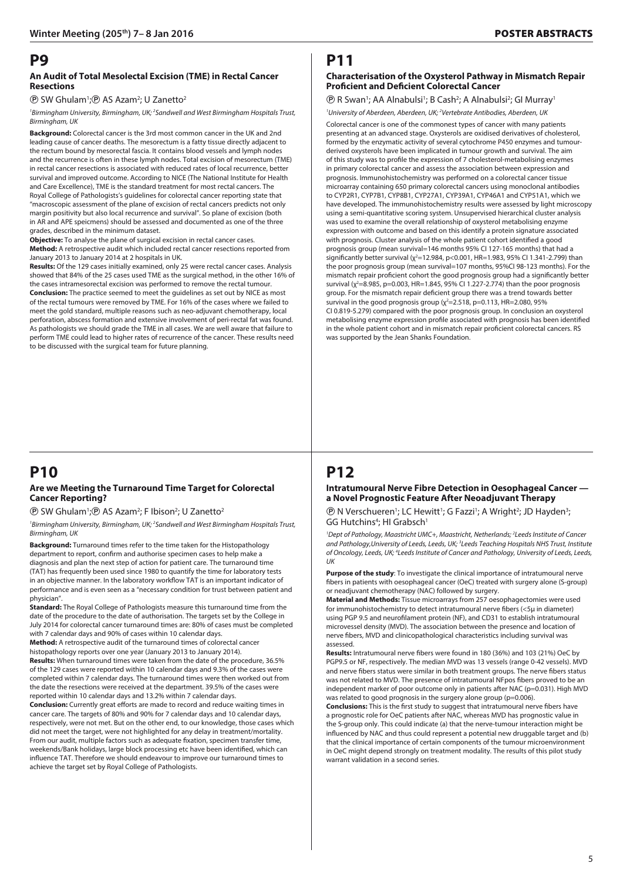# P9

### An Audit of Total Mesolectal Excision (TME) in Rectal Cancer Resections

Ⓟ SW Ghulam[1];Ⓟ AS Azam[2]; U Zanetto[2]

[1]*Birmingham University, Birmingham, UK;* [2]*Sandwell and West Birmingham Hospitals Trust, Birmingham, UK*

**Background:** Colorectal cancer is the 3rd most common cancer in the UK and 2nd leading cause of cancer deaths. The mesorectum is a fatty tissue directly adjacent to the rectum bound by mesorectal fascia. It contains blood vessels and lymph nodes and the recurrence is often in these lymph nodes. Total excision of mesorectum (TME) in rectal cancer resections is associated with reduced rates of local recurrence, better survival and improved outcome. According to NICE (The National Institute for Health and Care Excellence), TME is the standard treatment for most rectal cancers. The Royal College of Pathologists's guidelines for colorectal cancer reporting state that "macroscopic assessment of the plane of excision of rectal cancers predicts not only margin positivity but also local recurrence and survival". So plane of excision (both in AR and APE speicmens) should be assessed and documented as one of the three grades, described in the minimum dataset.

**Objective:** To analyse the plane of surgical excision in rectal cancer cases.

**Method:** A retrospective audit which included rectal cancer resections reported from January 2013 to January 2014 at 2 hospitals in UK.

**Results:** Of the 129 cases initially examined, only 25 were rectal cancer cases. Analysis showed that 84% of the 25 cases used TME as the surgical method, in the other 16% of the cases intramesorectal excision was performed to remove the rectal tumour.

**Conclusion:** The practice seemed to meet the guidelines as set out by NICE as most of the rectal tumours were removed by TME. For 16% of the cases where we failed to meet the gold standard, multiple reasons such as neo-adjuvant chemotherapy, local perforation, abscess formation and extensive involvement of peri-rectal fat was found. As pathologists we should grade the TME in all cases. We are well aware that failure to perform TME could lead to higher rates of recurrence of the cancer. These results need to be discussed with the surgical team for future planning.

# P10

### Are we Meeting the Turnaround Time Target for Colorectal Cancer Reporting?

Ⓟ SW Ghulam[1];Ⓟ AS Azam[2]; F Ibison[2]; U Zanetto[2]

[1]*Birmingham University, Birmingham, UK;* [2]*Sandwell and West Birmingham Hospitals Trust, Birmingham, UK*

**Background:** Turnaround times refer to the time taken for the Histopathology department to report, confirm and authorise specimen cases to help make a diagnosis and plan the next step of action for patient care. The turnaround time (TAT) has frequently been used since 1980 to quantify the time for laboratory tests in an objective manner. In the laboratory workflow TAT is an important indicator of performance and is even seen as a "necessary condition for trust between patient and physician".

**Standard:** The Royal College of Pathologists measure this turnaround time from the date of the procedure to the date of authorisation. The targets set by the College in July 2014 for colorectal cancer turnaround times are: 80% of cases must be completed with 7 calendar days and 90% of cases within 10 calendar days.

**Method:** A retrospective audit of the turnaround times of colorectal cancer histopathology reports over one year (January 2013 to January 2014).

**Results:** When turnaround times were taken from the date of the procedure, 36.5% of the 129 cases were reported within 10 calendar days and 9.3% of the cases were completed within 7 calendar days. The turnaround times were then worked out from the date the resections were received at the department. 39.5% of the cases were reported within 10 calendar days and 13.2% within 7 calendar days.

**Conclusion:** Currently great efforts are made to record and reduce waiting times in cancer care. The targets of 80% and 90% for 7 calendar days and 10 calendar days, respectively, were not met. But on the other end, to our knowledge, those cases which did not meet the target, were not highlighted for any delay in treatment/mortality. From our audit, multiple factors such as adequate fixation, specimen transfer time, weekends/Bank holidays, large block processing etc have been identified, which can influence TAT. Therefore we should endeavour to improve our turnaround times to achieve the target set by Royal College of Pathologists.

# P11

### Characterisation of the Oxysterol Pathway in Mismatch Repair Proficient and Deficient Colorectal Cancer

Ⓟ R Swan[1]; AA Alnabulsi[1]; B Cash[2]; A Alnabulsi[2]; GI Murray[1]

[1]*University of Aberdeen, Aberdeen, UK;* [2]*Vertebrate Antibodies, Aberdeen, UK*

Colorectal cancer is one of the commonest types of cancer with many patients presenting at an advanced stage. Oxysterols are oxidised derivatives of cholesterol, formed by the enzymatic activity of several cytochrome P450 enzymes and tumour-derived oxysterols have been implicated in tumour growth and survival. The aim of this study was to profile the expression of 7 cholesterol-metabolising enzymes in primary colorectal cancer and assess the association between expression and prognosis. Immunohistochemistry was performed on a colorectal cancer tissue microarray containing 650 primary colorectal cancers using monoclonal antibodies to CYP2R1, CYP7B1, CYP8B1, CYP27A1, CYP39A1, CYP46A1 and CYP51A1, which we have developed. The immunohistochemistry results were assessed by light microscopy using a semi-quantitative scoring system. Unsupervised hierarchical cluster analysis was used to examine the overall relationship of oxysterol metabolising enzyme expression with outcome and based on this identify a protein signature associated with prognosis. Cluster analysis of the whole patient cohort identified a good prognosis group (mean survival=146 months 95% CI 127-165 months) that had a significantly better survival ($\chi^2$=12.984, p<0.001, HR=1.983, 95% CI 1.341-2.799) than the poor prognosis group (mean survival=107 months, 95%CI 98-123 months). For the mismatch repair proficient cohort the good prognosis group had a significantly better survival ($\chi^2$=8.985, p=0.003, HR=1.845, 95% CI 1.227-2.774) than the poor prognosis group. For the mismatch repair deficient group there was a trend towards better survival in the good prognosis group ($\chi^2$=2.518, p=0.113, HR=2.080, 95% CI 0.819-5.279) compared with the poor prognosis group. In conclusion an oxysterol metabolising enzyme expression profile associated with prognosis has been identified in the whole patient cohort and in mismatch repair proficient colorectal cancers. RS was supported by the Jean Shanks Foundation.

# P12

### Intratumoural Nerve Fibre Detection in Oesophageal Cancer — a Novel Prognostic Feature After Neoadjuvant Therapy

Ⓟ N Verschueren[1]; LC Hewitt[1]; G Fazzi[1]; A Wright[2]; JD Hayden[3]; GG Hutchins[4]; HI Grabsch[1]

[1]*Dept of Pathology, Maastricht UMC+, Maastricht, Netherlands;* [2]*Leeds Institute of Cancer and Pathology,University of Leeds, Leeds, UK;* [3]*Leeds Teaching Hospitals NHS Trust, Institute of Oncology, Leeds, UK;* [4]*Leeds Institute of Cancer and Pathology, University of Leeds, Leeds, UK*

**Purpose of the study**: To investigate the clinical importance of intratumoural nerve fibers in patients with oesophageal cancer (OeC) treated with surgery alone (S-group) or neadjuvant chemotherapy (NAC) followed by surgery.

**Material and Methods:** Tissue microarrays from 257 oesophagectomies were used for immunohistochemistry to detect intratumoural nerve fibers (<5µ in diameter) using PGP 9.5 and neurofilament protein (NF), and CD31 to establish intratumoural microvessel density (MVD). The association between the presence and location of nerve fibers, MVD and clinicopathological characteristics including survival was assessed.

**Results:** Intratumoural nerve fibers were found in 180 (36%) and 103 (21%) OeC by PGP9.5 or NF, respectively. The median MVD was 13 vessels (range 0-42 vessels). MVD and nerve fibers status were similar in both treatment groups. The nerve fibers status was not related to MVD. The presence of intratumoural NFpos fibers proved to be an independent marker of poor outcome only in patients after NAC (p=0.031). High MVD was related to good prognosis in the surgery alone group (p=0.006).

**Conclusions:** This is the first study to suggest that intratumoural nerve fibers have a prognostic role for OeC patients after NAC, whereas MVD has prognostic value in the S-group only. This could indicate (a) that the nerve-tumour interaction might be influenced by NAC and thus could represent a potential new druggable target and (b) that the clinical importance of certain components of the tumour microenvironment in OeC might depend strongly on treatment modality. The results of this pilot study warrant validation in a second series.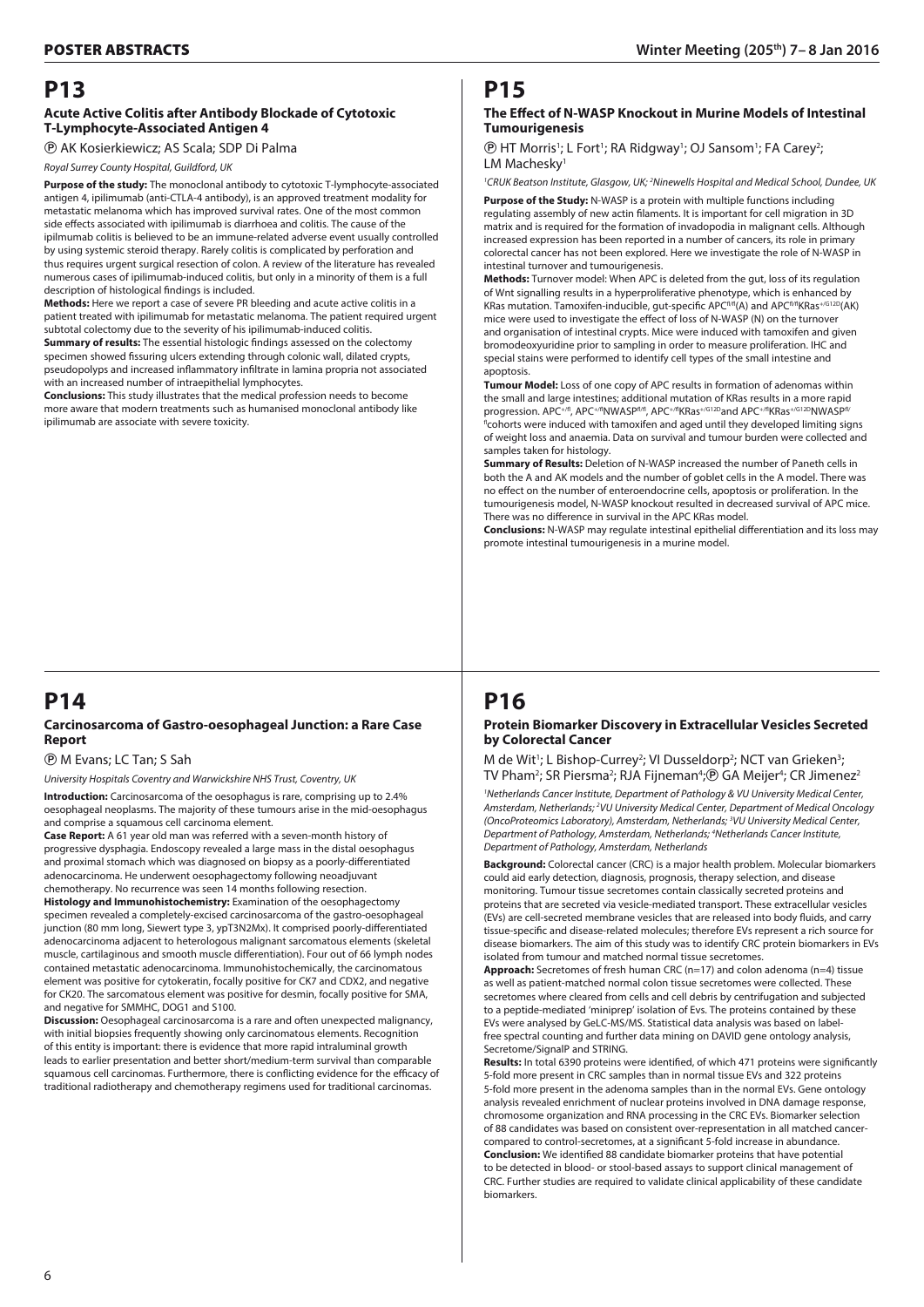# P13

### Acute Active Colitis after Antibody Blockade of Cytotoxic T-Lymphocyte-Associated Antigen 4

Ⓟ AK Kosierkiewicz; AS Scala; SDP Di Palma

*Royal Surrey County Hospital, Guildford, UK*

**Purpose of the study:** The monoclonal antibody to cytotoxic T-lymphocyte-associated antigen 4, ipilimumab (anti-CTLA-4 antibody), is an approved treatment modality for metastatic melanoma which has improved survival rates. One of the most common side effects associated with ipilimumab is diarrhoea and colitis. The cause of the ipilmumab colitis is believed to be an immune-related adverse event usually controlled by using systemic steroid therapy. Rarely colitis is complicated by perforation and thus requires urgent surgical resection of colon. A review of the literature has revealed numerous cases of ipilimumab-induced colitis, but only in a minority of them is a full description of histological findings is included.

**Methods:** Here we report a case of severe PR bleeding and acute active colitis in a patient treated with ipilimumab for metastatic melanoma. The patient required urgent subtotal colectomy due to the severity of his ipilimumab-induced colitis.

**Summary of results:** The essential histologic findings assessed on the colectomy specimen showed fissuring ulcers extending through colonic wall, dilated crypts, pseudopolyps and increased inflammatory infiltrate in lamina propria not associated with an increased number of intraepithelial lymphocytes.

**Conclusions:** This study illustrates that the medical profession needs to become more aware that modern treatments such as humanised monoclonal antibody like ipilimumab are associate with severe toxicity.

# P15

### The Effect of N-WASP Knockout in Murine Models of Intestinal Tumourigenesis

Ⓟ HT Morris[1]; L Fort[1]; RA Ridgway[1]; OJ Sansom[1]; FA Carey[2]; LM Machesky[1]

*[1]CRUK Beatson Institute, Glasgow, UK; [2]Ninewells Hospital and Medical School, Dundee, UK*

**Purpose of the Study:** N-WASP is a protein with multiple functions including regulating assembly of new actin filaments. It is important for cell migration in 3D matrix and is required for the formation of invadopodia in malignant cells. Although increased expression has been reported in a number of cancers, its role in primary colorectal cancer has not been explored. Here we investigate the role of N-WASP in intestinal turnover and tumourigenesis.

**Methods:** Turnover model: When APC is deleted from the gut, loss of its regulation of Wnt signalling results in a hyperproliferative phenotype, which is enhanced by KRas mutation. Tamoxifen-inducible, gut-specific $APC^{fl/fl}$(A) and $APC^{fl/fl}KRas^{+/G12D}$(AK) mice were used to investigate the effect of loss of N-WASP (N) on the turnover and organisation of intestinal crypts. Mice were induced with tamoxifen and given bromodeoxyuridine prior to sampling in order to measure proliferation. IHC and special stains were performed to identify cell types of the small intestine and apoptosis.

**Tumour Model:** Loss of one copy of APC results in formation of adenomas within the small and large intestines; additional mutation of KRas results in a more rapid progression. $APC^{+/fl}$, $APC^{+/fl}NWASP^{fl/fl}$, $APC^{+/fl}KRas^{+/G12D}$and $APC^{+/fl}KRas^{+/G12D}NWASP^{fl/fl}$cohorts were induced with tamoxifen and aged until they developed limiting signs of weight loss and anaemia. Data on survival and tumour burden were collected and samples taken for histology.

**Summary of Results:** Deletion of N-WASP increased the number of Paneth cells in both the A and AK models and the number of goblet cells in the A model. There was no effect on the number of enteroendocrine cells, apoptosis or proliferation. In the tumourigenesis model, N-WASP knockout resulted in decreased survival of APC mice. There was no difference in survival in the APC KRas model.

**Conclusions:** N-WASP may regulate intestinal epithelial differentiation and its loss may promote intestinal tumourigenesis in a murine model.

# P14

### Carcinosarcoma of Gastro-oesophageal Junction: a Rare Case Report

Ⓟ M Evans; LC Tan; S Sah

*University Hospitals Coventry and Warwickshire NHS Trust, Coventry, UK*

**Introduction:** Carcinosarcoma of the oesophagus is rare, comprising up to 2.4% oesophageal neoplasms. The majority of these tumours arise in the mid-oesophagus and comprise a squamous cell carcinoma element.

**Case Report:** A 61 year old man was referred with a seven-month history of progressive dysphagia. Endoscopy revealed a large mass in the distal oesophagus and proximal stomach which was diagnosed on biopsy as a poorly-differentiated adenocarcinoma. He underwent oesophagectomy following neoadjuvant chemotherapy. No recurrence was seen 14 months following resection.

**Histology and Immunohistochemistry:** Examination of the oesophagectomy specimen revealed a completely-excised carcinosarcoma of the gastro-oesophageal junction (80 mm long, Siewert type 3, ypT3N2Mx). It comprised poorly-differentiated adenocarcinoma adjacent to heterologous malignant sarcomatous elements (skeletal muscle, cartilaginous and smooth muscle differentiation). Four out of 66 lymph nodes contained metastatic adenocarcinoma. Immunohistochemically, the carcinomatous element was positive for cytokeratin, focally positive for CK7 and CDX2, and negative for CK20. The sarcomatous element was positive for desmin, focally positive for SMA, and negative for SMMHC, DOG1 and S100.

**Discussion:** Oesophageal carcinosarcoma is a rare and often unexpected malignancy, with initial biopsies frequently showing only carcinomatous elements. Recognition of this entity is important: there is evidence that more rapid intraluminal growth leads to earlier presentation and better short/medium-term survival than comparable squamous cell carcinomas. Furthermore, there is conflicting evidence for the efficacy of traditional radiotherapy and chemotherapy regimens used for traditional carcinomas.

# P16

### Protein Biomarker Discovery in Extracellular Vesicles Secreted by Colorectal Cancer

M de Wit[1]; L Bishop-Currey[2]; VI Dusseldorp[2]; NCT van Grieken[3]; TV Pham[2]; SR Piersma[2]; RJA Fijneman[4]; Ⓟ GA Meijer[4]; CR Jimenez[2]

*[1]Netherlands Cancer Institute, Department of Pathology & VU University Medical Center, Amsterdam, Netherlands; [2]VU University Medical Center, Department of Medical Oncology (OncoProteomics Laboratory), Amsterdam, Netherlands; [3]VU University Medical Center, Department of Pathology, Amsterdam, Netherlands; [4]Netherlands Cancer Institute, Department of Pathology, Amsterdam, Netherlands*

**Background:** Colorectal cancer (CRC) is a major health problem. Molecular biomarkers could aid early detection, diagnosis, prognosis, therapy selection, and disease monitoring. Tumour tissue secretomes contain classically secreted proteins and proteins that are secreted via vesicle-mediated transport. These extracellular vesicles (EVs) are cell-secreted membrane vesicles that are released into body fluids, and carry tissue-specific and disease-related molecules; therefore EVs represent a rich source for disease biomarkers. The aim of this study was to identify CRC protein biomarkers in EVs isolated from tumour and matched normal tissue secretomes.

**Approach:** Secretomes of fresh human CRC (n=17) and colon adenoma (n=4) tissue as well as patient-matched normal colon tissue secretomes were collected. These secretomes where cleared from cells and cell debris by centrifugation and subjected to a peptide-mediated 'miniprep' isolation of Evs. The proteins contained by these EVs were analysed by GeLC-MS/MS. Statistical data analysis was based on label-free spectral counting and further data mining on DAVID gene ontology analysis, Secretome/SignalP and STRING.

**Results:** In total 6390 proteins were identified, of which 471 proteins were significantly 5-fold more present in CRC samples than in normal tissue EVs and 322 proteins 5-fold more present in the adenoma samples than in the normal EVs. Gene ontology analysis revealed enrichment of nuclear proteins involved in DNA damage response, chromosome organization and RNA processing in the CRC EVs. Biomarker selection of 88 candidates was based on consistent over-representation in all matched cancer-compared to control-secretomes, at a significant 5-fold increase in abundance.

**Conclusion:** We identified 88 candidate biomarker proteins that have potential to be detected in blood- or stool-based assays to support clinical management of CRC. Further studies are required to validate clinical applicability of these candidate biomarkers.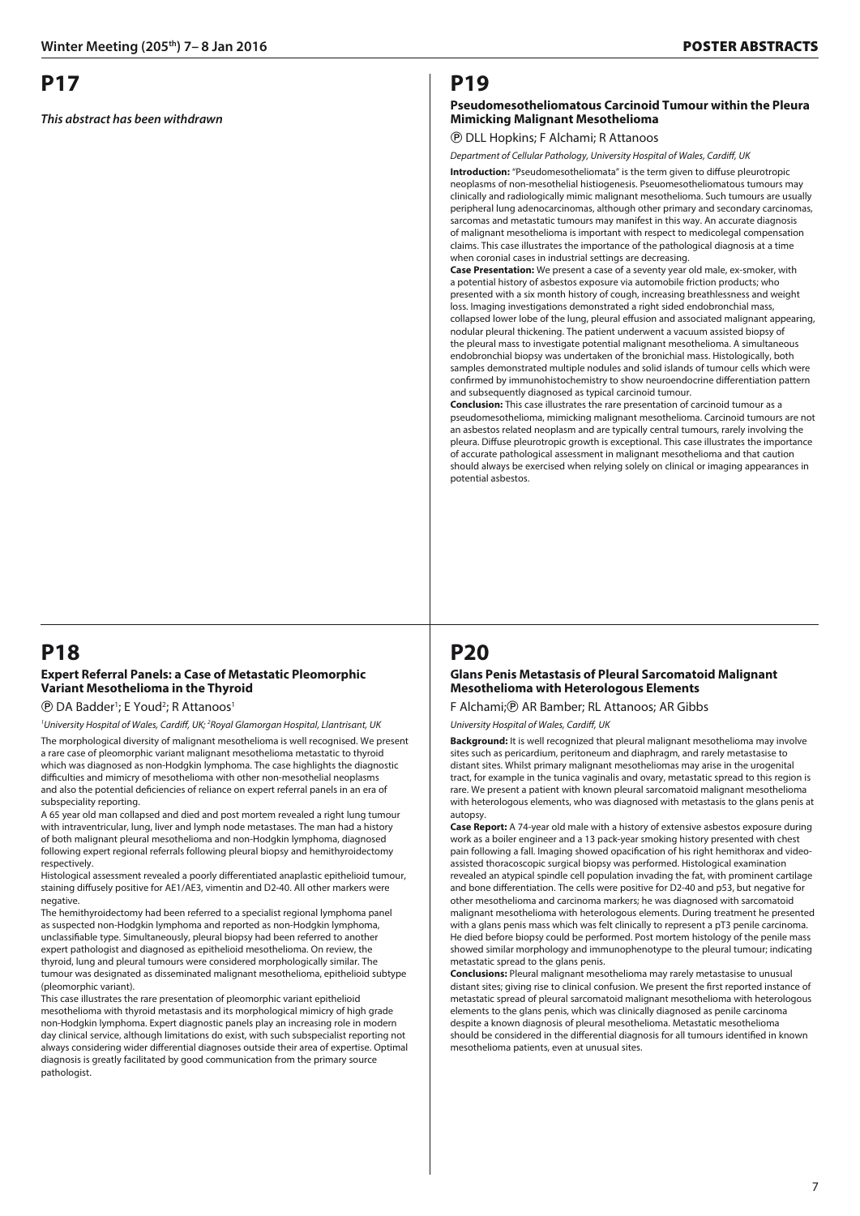## P17

***This abstract has been withdrawn***

## P18

### Expert Referral Panels: a Case of Metastatic Pleomorphic Variant Mesothelioma in the Thyroid

Ⓟ DA Badder[1]; E Youd[2]; R Attanoos[1]

*[1]University Hospital of Wales, Cardiff, UK; [2]Royal Glamorgan Hospital, Llantrisant, UK*

The morphological diversity of malignant mesothelioma is well recognised. We present a rare case of pleomorphic variant malignant mesothelioma metastatic to thyroid which was diagnosed as non-Hodgkin lymphoma. The case highlights the diagnostic difficulties and mimicry of mesothelioma with other non-mesothelial neoplasms and also the potential deficiencies of reliance on expert referral panels in an era of subspeciality reporting.

A 65 year old man collapsed and died and post mortem revealed a right lung tumour with intraventricular, lung, liver and lymph node metastases. The man had a history of both malignant pleural mesothelioma and non-Hodgkin lymphoma, diagnosed following expert regional referrals following pleural biopsy and hemithyroidectomy respectively.

Histological assessment revealed a poorly differentiated anaplastic epithelioid tumour, staining diffusely positive for AE1/AE3, vimentin and D2-40. All other markers were negative.

The hemithyroidectomy had been referred to a specialist regional lymphoma panel as suspected non-Hodgkin lymphoma and reported as non-Hodgkin lymphoma, unclassifiable type. Simultaneously, pleural biopsy had been referred to another expert pathologist and diagnosed as epithelioid mesothelioma. On review, the thyroid, lung and pleural tumours were considered morphologically similar. The tumour was designated as disseminated malignant mesothelioma, epithelioid subtype (pleomorphic variant).

This case illustrates the rare presentation of pleomorphic variant epithelioid mesothelioma with thyroid metastasis and its morphological mimicry of high grade non-Hodgkin lymphoma. Expert diagnostic panels play an increasing role in modern day clinical service, although limitations do exist, with such subspecialist reporting not always considering wider differential diagnoses outside their area of expertise. Optimal diagnosis is greatly facilitated by good communication from the primary source pathologist.

## P19

### Pseudomesotheliomatous Carcinoid Tumour within the Pleura Mimicking Malignant Mesothelioma

Ⓟ DLL Hopkins; F Alchami; R Attanoos

*Department of Cellular Pathology, University Hospital of Wales, Cardiff, UK*

**Introduction:** "Pseudomesotheliomata" is the term given to diffuse pleurotropic neoplasms of non-mesothelial histiogenesis. Pseuomesotheliomatous tumours may clinically and radiologically mimic malignant mesothelioma. Such tumours are usually peripheral lung adenocarcinomas, although other primary and secondary carcinomas, sarcomas and metastatic tumours may manifest in this way. An accurate diagnosis of malignant mesothelioma is important with respect to medicolegal compensation claims. This case illustrates the importance of the pathological diagnosis at a time when coronial cases in industrial settings are decreasing.

**Case Presentation:** We present a case of a seventy year old male, ex-smoker, with a potential history of asbestos exposure via automobile friction products; who presented with a six month history of cough, increasing breathlessness and weight loss. Imaging investigations demonstrated a right sided endobronchial mass, collapsed lower lobe of the lung, pleural effusion and associated malignant appearing, nodular pleural thickening. The patient underwent a vacuum assisted biopsy of the pleural mass to investigate potential malignant mesothelioma. A simultaneous endobronchial biopsy was undertaken of the bronichial mass. Histologically, both samples demonstrated multiple nodules and solid islands of tumour cells which were confirmed by immunohistochemistry to show neuroendocrine differentiation pattern and subsequently diagnosed as typical carcinoid tumour.

**Conclusion:** This case illustrates the rare presentation of carcinoid tumour as a pseudomesothelioma, mimicking malignant mesothelioma. Carcinoid tumours are not an asbestos related neoplasm and are typically central tumours, rarely involving the pleura. Diffuse pleurotropic growth is exceptional. This case illustrates the importance of accurate pathological assessment in malignant mesothelioma and that caution should always be exercised when relying solely on clinical or imaging appearances in potential asbestos.

## P20

### Glans Penis Metastasis of Pleural Sarcomatoid Malignant Mesothelioma with Heterologous Elements

F Alchami;Ⓟ AR Bamber; RL Attanoos; AR Gibbs

*University Hospital of Wales, Cardiff, UK*

**Background:** It is well recognized that pleural malignant mesothelioma may involve sites such as pericardium, peritoneum and diaphragm, and rarely metastasise to distant sites. Whilst primary malignant mesotheliomas may arise in the urogenital tract, for example in the tunica vaginalis and ovary, metastatic spread to this region is rare. We present a patient with known pleural sarcomatoid malignant mesothelioma with heterologous elements, who was diagnosed with metastasis to the glans penis at autopsy.

**Case Report:** A 74-year old male with a history of extensive asbestos exposure during work as a boiler engineer and a 13 pack-year smoking history presented with chest pain following a fall. Imaging showed opacification of his right hemithorax and video-assisted thoracoscopic surgical biopsy was performed. Histological examination revealed an atypical spindle cell population invading the fat, with prominent cartilage and bone differentiation. The cells were positive for D2-40 and p53, but negative for other mesothelioma and carcinoma markers; he was diagnosed with sarcomatoid malignant mesothelioma with heterologous elements. During treatment he presented with a glans penis mass which was felt clinically to represent a pT3 penile carcinoma. He died before biopsy could be performed. Post mortem histology of the penile mass showed similar morphology and immunophenotype to the pleural tumour; indicating metastatic spread to the glans penis.

**Conclusions:** Pleural malignant mesothelioma may rarely metastasise to unusual distant sites; giving rise to clinical confusion. We present the first reported instance of metastatic spread of pleural sarcomatoid malignant mesothelioma with heterologous elements to the glans penis, which was clinically diagnosed as penile carcinoma despite a known diagnosis of pleural mesothelioma. Metastatic mesothelioma should be considered in the differential diagnosis for all tumours identified in known mesothelioma patients, even at unusual sites.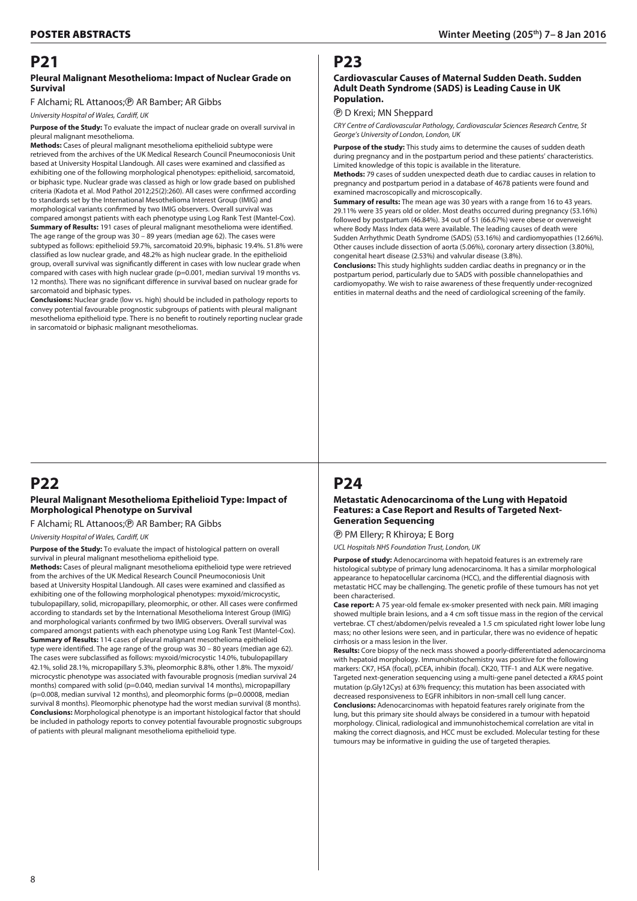## P21

### Pleural Malignant Mesothelioma: Impact of Nuclear Grade on Survival

F Alchami; RL Attanoos;Ⓟ AR Bamber; AR Gibbs

*University Hospital of Wales, Cardiff, UK*

**Purpose of the Study:** To evaluate the impact of nuclear grade on overall survival in pleural malignant mesothelioma.

**Methods:** Cases of pleural malignant mesothelioma epithelioid subtype were retrieved from the archives of the UK Medical Research Council Pneumoconiosis Unit based at University Hospital Llandough. All cases were examined and classified as exhibiting one of the following morphological phenotypes: epithelioid, sarcomatoid, or biphasic type. Nuclear grade was classed as high or low grade based on published criteria (Kadota et al. Mod Pathol 2012;25(2):260). All cases were confirmed according to standards set by the International Mesothelioma Interest Group (IMIG) and morphological variants confirmed by two IMIG observers. Overall survival was compared amongst patients with each phenotype using Log Rank Test (Mantel-Cox).

**Summary of Results:** 191 cases of pleural malignant mesothelioma were identified. The age range of the group was 30 – 89 years (median age 62). The cases were subtyped as follows: epithelioid 59.7%, sarcomatoid 20.9%, biphasic 19.4%. 51.8% were classified as low nuclear grade, and 48.2% as high nuclear grade. In the epithelioid group, overall survival was significantly different in cases with low nuclear grade when compared with cases with high nuclear grade (p=0.001, median survival 19 months vs. 12 months). There was no significant difference in survival based on nuclear grade for sarcomatoid and biphasic types.

**Conclusions:** Nuclear grade (low vs. high) should be included in pathology reports to convey potential favourable prognostic subgroups of patients with pleural malignant mesothelioma epithelioid type. There is no benefit to routinely reporting nuclear grade in sarcomatoid or biphasic malignant mesotheliomas.

## P22

### Pleural Malignant Mesothelioma Epithelioid Type: Impact of Morphological Phenotype on Survival

F Alchami; RL Attanoos;Ⓟ AR Bamber; RA Gibbs

*University Hospital of Wales, Cardiff, UK*

**Purpose of the Study:** To evaluate the impact of histological pattern on overall survival in pleural malignant mesothelioma epithelioid type.

**Methods:** Cases of pleural malignant mesothelioma epithelioid type were retrieved from the archives of the UK Medical Research Council Pneumoconiosis Unit based at University Hospital Llandough. All cases were examined and classified as exhibiting one of the following morphological phenotypes: myxoid/microcystic, tubulopapillary, solid, micropapillary, pleomorphic, or other. All cases were confirmed according to standards set by the International Mesothelioma Interest Group (IMIG) and morphological variants confirmed by two IMIG observers. Overall survival was compared amongst patients with each phenotype using Log Rank Test (Mantel-Cox).

**Summary of Results:** 114 cases of pleural malignant mesothelioma epithelioid type were identified. The age range of the group was 30 – 80 years (median age 62). The cases were subclassified as follows: myxoid/microcystic 14.0%, tubulopapillary 42.1%, solid 28.1%, micropapillary 5.3%, pleomorphic 8.8%, other 1.8%. The myxoid/microcystic phenotype was associated with favourable prognosis (median survival 24 months) compared with solid (p=0.040, median survival 14 months), micropapillary (p=0.008, median survival 12 months), and pleomorphic forms (p=0.00008, median survival 8 months). Pleomorphic phenotype had the worst median survival (8 months).

**Conclusions:** Morphological phenotype is an important histological factor that should be included in pathology reports to convey potential favourable prognostic subgroups of patients with pleural malignant mesothelioma epithelioid type.

## P23

### Cardiovascular Causes of Maternal Sudden Death. Sudden Adult Death Syndrome (SADS) is Leading Cause in UK Population.

Ⓟ D Krexi; MN Sheppard

*CRY Centre of Cardiovascular Pathology, Cardiovascular Sciences Research Centre, St George's University of London, London, UK*

**Purpose of the study:** This study aims to determine the causes of sudden death during pregnancy and in the postpartum period and these patients' characteristics. Limited knowledge of this topic is available in the literature.

**Methods:** 79 cases of sudden unexpected death due to cardiac causes in relation to pregnancy and postpartum period in a database of 4678 patients were found and examined macroscopically and microscopically.

**Summary of results:** The mean age was 30 years with a range from 16 to 43 years. 29.11% were 35 years old or older. Most deaths occurred during pregnancy (53.16%) followed by postpartum (46.84%). 34 out of 51 (66.67%) were obese or overweight where Body Mass Index data were available. The leading causes of death were Sudden Arrhythmic Death Syndrome (SADS) (53.16%) and cardiomyopathies (12.66%). Other causes include dissection of aorta (5.06%), coronary artery dissection (3.80%), congenital heart disease (2.53%) and valvular disease (3.8%).

**Conclusions:** This study highlights sudden cardiac deaths in pregnancy or in the postpartum period, particularly due to SADS with possible channelopathies and cardiomyopathy. We wish to raise awareness of these frequently under-recognized entities in maternal deaths and the need of cardiological screening of the family.

## P24

### Metastatic Adenocarcinoma of the Lung with Hepatoid Features: a Case Report and Results of Targeted Next-Generation Sequencing

Ⓟ PM Ellery; R Khiroya; E Borg

*UCL Hospitals NHS Foundation Trust, London, UK*

**Purpose of study:** Adenocarcinoma with hepatoid features is an extremely rare histological subtype of primary lung adenocarcinoma. It has a similar morphological appearance to hepatocellular carcinoma (HCC), and the differential diagnosis with metastatic HCC may be challenging. The genetic profile of these tumours has not yet been characterised.

**Case report:** A 75 year-old female ex-smoker presented with neck pain. MRI imaging showed multiple brain lesions, and a 4 cm soft tissue mass in the region of the cervical vertebrae. CT chest/abdomen/pelvis revealed a 1.5 cm spiculated right lower lobe lung mass; no other lesions were seen, and in particular, there was no evidence of hepatic cirrhosis or a mass lesion in the liver.

**Results:** Core biopsy of the neck mass showed a poorly-differentiated adenocarcinoma with hepatoid morphology. Immunohistochemistry was positive for the following markers: CK7, HSA (focal), pCEA, inhibin (focal). CK20, TTF-1 and ALK were negative. Targeted next-generation sequencing using a multi-gene panel detected a *KRAS* point mutation (p.Gly12Cys) at 63% frequency; this mutation has been associated with decreased responsiveness to EGFR inhibitors in non-small cell lung cancer.

**Conclusions:** Adenocarcinomas with hepatoid features rarely originate from the lung, but this primary site should always be considered in a tumour with hepatoid morphology. Clinical, radiological and immunohistochemical correlation are vital in making the correct diagnosis, and HCC must be excluded. Molecular testing for these tumours may be informative in guiding the use of targeted therapies.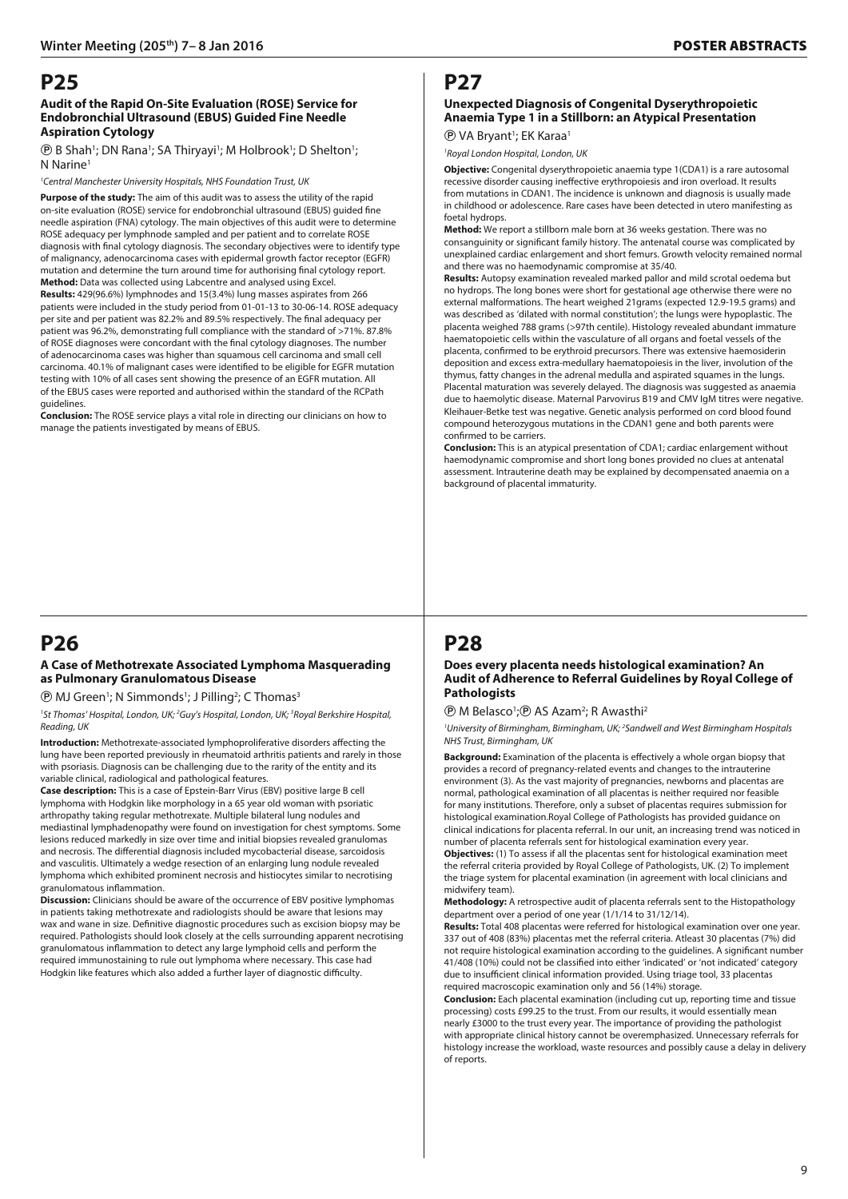# P25

### Audit of the Rapid On-Site Evaluation (ROSE) Service for Endobronchial Ultrasound (EBUS) Guided Fine Needle Aspiration Cytology

Ⓟ B Shah[1]; DN Rana[1]; SA Thiryayi[1]; M Holbrook[1]; D Shelton[1]; N Narine[1]

[1]*Central Manchester University Hospitals, NHS Foundation Trust, UK*

**Purpose of the study:** The aim of this audit was to assess the utility of the rapid on-site evaluation (ROSE) service for endobronchial ultrasound (EBUS) guided fine needle aspiration (FNA) cytology. The main objectives of this audit were to determine ROSE adequacy per lymphnode sampled and per patient and to correlate ROSE diagnosis with final cytology diagnosis. The secondary objectives were to identify type of malignancy, adenocarcinoma cases with epidermal growth factor receptor (EGFR) mutation and determine the turn around time for authorising final cytology report.

**Method:** Data was collected using Labcentre and analysed using Excel.

**Results:** 429(96.6%) lymphnodes and 15(3.4%) lung masses aspirates from 266 patients were included in the study period from 01-01-13 to 30-06-14. ROSE adequacy per site and per patient was 82.2% and 89.5% respectively. The final adequacy per patient was 96.2%, demonstrating full compliance with the standard of >71%. 87.8% of ROSE diagnoses were concordant with the final cytology diagnoses. The number of adenocarcinoma cases was higher than squamous cell carcinoma and small cell carcinoma. 40.1% of malignant cases were identified to be eligible for EGFR mutation testing with 10% of all cases sent showing the presence of an EGFR mutation. All of the EBUS cases were reported and authorised within the standard of the RCPath guidelines.

**Conclusion:** The ROSE service plays a vital role in directing our clinicians on how to manage the patients investigated by means of EBUS.

# P26

### A Case of Methotrexate Associated Lymphoma Masquerading as Pulmonary Granulomatous Disease

Ⓟ MJ Green[1]; N Simmonds[1]; J Pilling[2]; C Thomas[3]

[1]*St Thomas' Hospital, London, UK;* [2]*Guy's Hospital, London, UK;* [3]*Royal Berkshire Hospital, Reading, UK*

**Introduction:** Methotrexate-associated lymphoproliferative disorders affecting the lung have been reported previously in rheumatoid arthritis patients and rarely in those with psoriasis. Diagnosis can be challenging due to the rarity of the entity and its variable clinical, radiological and pathological features.

**Case description:** This is a case of Epstein-Barr Virus (EBV) positive large B cell lymphoma with Hodgkin like morphology in a 65 year old woman with psoriatic arthropathy taking regular methotrexate. Multiple bilateral lung nodules and mediastinal lymphadenopathy were found on investigation for chest symptoms. Some lesions reduced markedly in size over time and initial biopsies revealed granulomas and necrosis. The differential diagnosis included mycobacterial disease, sarcoidosis and vasculitis. Ultimately a wedge resection of an enlarging lung nodule revealed lymphoma which exhibited prominent necrosis and histiocytes similar to necrotising granulomatous inflammation.

**Discussion:** Clinicians should be aware of the occurrence of EBV positive lymphomas in patients taking methotrexate and radiologists should be aware that lesions may wax and wane in size. Definitive diagnostic procedures such as excision biopsy may be required. Pathologists should look closely at the cells surrounding apparent necrotising granulomatous inflammation to detect any large lymphoid cells and perform the required immunostaining to rule out lymphoma where necessary. This case had Hodgkin like features which also added a further layer of diagnostic difficulty.

# P27

### Unexpected Diagnosis of Congenital Dyserythropoietic Anaemia Type 1 in a Stillborn: an Atypical Presentation

Ⓟ VA Bryant[1]; EK Karaa[1]

[1]*Royal London Hospital, London, UK*

**Objective:** Congenital dyserythropoietic anaemia type 1(CDA1) is a rare autosomal recessive disorder causing ineffective erythropoiesis and iron overload. It results from mutations in CDAN1. The incidence is unknown and diagnosis is usually made in childhood or adolescence. Rare cases have been detected in utero manifesting as foetal hydrops.

**Method:** We report a stillborn male born at 36 weeks gestation. There was no consanguinity or significant family history. The antenatal course was complicated by unexplained cardiac enlargement and short femurs. Growth velocity remained normal and there was no haemodynamic compromise at 35/40.

**Results:** Autopsy examination revealed marked pallor and mild scrotal oedema but no hydrops. The long bones were short for gestational age otherwise there were no external malformations. The heart weighed 21grams (expected 12.9-19.5 grams) and was described as 'dilated with normal constitution'; the lungs were hypoplastic. The placenta weighed 788 grams (>97th centile). Histology revealed abundant immature haematopoietic cells within the vasculature of all organs and foetal vessels of the placenta, confirmed to be erythroid precursors. There was extensive haemosiderin deposition and excess extra-medullary haematopoiesis in the liver, involution of the thymus, fatty changes in the adrenal medulla and aspirated squames in the lungs. Placental maturation was severely delayed. The diagnosis was suggested as anaemia due to haemolytic disease. Maternal Parvovirus B19 and CMV IgM titres were negative. Kleihauer-Betke test was negative. Genetic analysis performed on cord blood found compound heterozygous mutations in the CDAN1 gene and both parents were confirmed to be carriers.

**Conclusion:** This is an atypical presentation of CDA1; cardiac enlargement without haemodynamic compromise and short long bones provided no clues at antenatal assessment. Intrauterine death may be explained by decompensated anaemia on a background of placental immaturity.

# P28

### Does every placenta needs histological examination? An Audit of Adherence to Referral Guidelines by Royal College of Pathologists

Ⓟ M Belasco[1];Ⓟ AS Azam[2]; R Awasthi[2]

[1]*University of Birmingham, Birmingham, UK;* [2]*Sandwell and West Birmingham Hospitals NHS Trust, Birmingham, UK*

**Background:** Examination of the placenta is effectively a whole organ biopsy that provides a record of pregnancy-related events and changes to the intrauterine environment (3). As the vast majority of pregnancies, newborns and placentas are normal, pathological examination of all placentas is neither required nor feasible for many institutions. Therefore, only a subset of placentas requires submission for histological examination.Royal College of Pathologists has provided guidance on clinical indications for placenta referral. In our unit, an increasing trend was noticed in number of placenta referrals sent for histological examination every year.

**Objectives:** (1) To assess if all the placentas sent for histological examination meet the referral criteria provided by Royal College of Pathologists, UK. (2) To implement the triage system for placental examination (in agreement with local clinicians and midwifery team).

**Methodology:** A retrospective audit of placenta referrals sent to the Histopathology department over a period of one year (1/1/14 to 31/12/14).

**Results:** Total 408 placentas were referred for histological examination over one year. 337 out of 408 (83%) placentas met the referral criteria. Atleast 30 placentas (7%) did not require histological examination according to the guidelines. A significant number 41/408 (10%) could not be classified into either 'indicated' or 'not indicated' category due to insufficient clinical information provided. Using triage tool, 33 placentas required macroscopic examination only and 56 (14%) storage.

**Conclusion:** Each placental examination (including cut up, reporting time and tissue processing) costs £99.25 to the trust. From our results, it would essentially mean nearly £3000 to the trust every year. The importance of providing the pathologist with appropriate clinical history cannot be overemphasized. Unnecessary referrals for histology increase the workload, waste resources and possibly cause a delay in delivery of reports.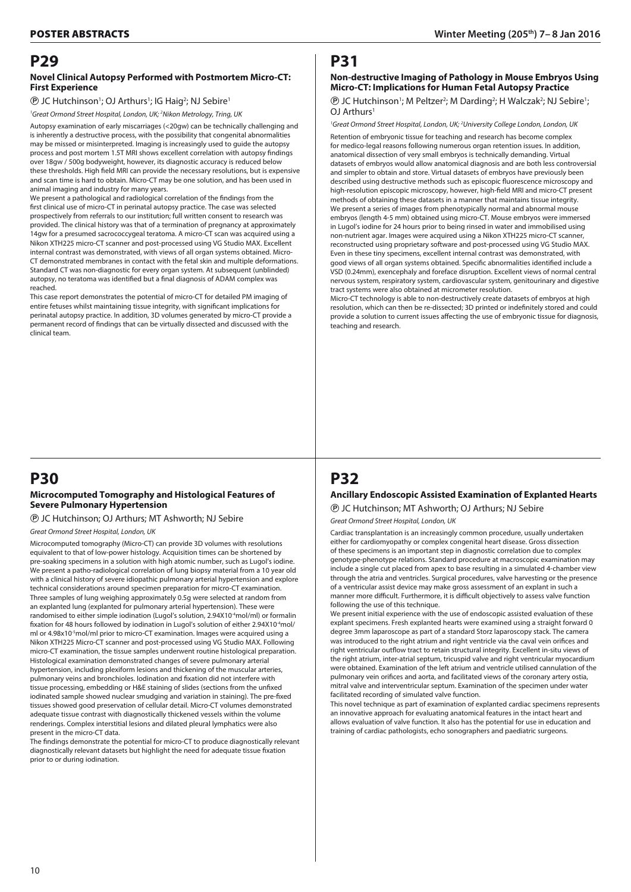# P29

### Novel Clinical Autopsy Performed with Postmortem Micro-CT: First Experience

Ⓟ JC Hutchinson[1]; OJ Arthurs[1]; IG Haig[2]; NJ Sebire[1]

*[1]Great Ormond Street Hospital, London, UK; [2]Nikon Metrology, Tring, UK*

Autopsy examination of early miscarriages (<20gw) can be technically challenging and is inherently a destructive process, with the possibility that congenital abnormalities may be missed or misinterpreted. Imaging is increasingly used to guide the autopsy process and post mortem 1.5T MRI shows excellent correlation with autopsy findings over 18gw / 500g bodyweight, however, its diagnostic accuracy is reduced below these thresholds. High field MRI can provide the necessary resolutions, but is expensive and scan time is hard to obtain. Micro-CT may be one solution, and has been used in animal imaging and industry for many years.

We present a pathological and radiological correlation of the findings from the first clinical use of micro-CT in perinatal autopsy practice. The case was selected prospectively from referrals to our institution; full written consent to research was provided. The clinical history was that of a termination of pregnancy at approximately 14gw for a presumed sacrococcygeal teratoma. A micro-CT scan was acquired using a Nikon XTH225 micro-CT scanner and post-processed using VG Studio MAX. Excellent internal contrast was demonstrated, with views of all organ systems obtained. Micro-CT demonstrated membranes in contact with the fetal skin and multiple deformations. Standard CT was non-diagnostic for every organ system. At subsequent (unblinded) autopsy, no teratoma was identified but a final diagnosis of ADAM complex was reached.

This case report demonstrates the potential of micro-CT for detailed PM imaging of entire fetuses whilst maintaining tissue integrity, with significant implications for perinatal autopsy practice. In addition, 3D volumes generated by micro-CT provide a permanent record of findings that can be virtually dissected and discussed with the clinical team.

# P30

### Microcomputed Tomography and Histological Features of Severe Pulmonary Hypertension

Ⓟ JC Hutchinson; OJ Arthurs; MT Ashworth; NJ Sebire

*Great Ormond Street Hospital, London, UK*

Microcomputed tomography (Micro-CT) can provide 3D volumes with resolutions equivalent to that of low-power histology. Acquisition times can be shortened by pre-soaking specimens in a solution with high atomic number, such as Lugol's iodine. We present a patho-radiological correlation of lung biopsy material from a 10 year old with a clinical history of severe idiopathic pulmonary arterial hypertension and explore technical considerations around specimen preparation for micro-CT examination. Three samples of lung weighing approximately 0.5g were selected at random from an explanted lung (explanted for pulmonary arterial hypertension). These were randomised to either simple iodination (Lugol's solution, $2.94\text{X}10^{-4}$mol/ml) or formalin fixation for 48 hours followed by iodination in Lugol's solution of either $2.94\text{X}10^{-4}$mol/ml or $4.98\text{x}10^{-5}$mol/ml prior to micro-CT examination. Images were acquired using a Nikon XTH225 Micro-CT scanner and post-processed using VG Studio MAX. Following micro-CT examination, the tissue samples underwent routine histological preparation. Histological examination demonstrated changes of severe pulmonary arterial hypertension, including plexiform lesions and thickening of the muscular arteries, pulmonary veins and bronchioles. Iodination and fixation did not interfere with tissue processing, embedding or H&E staining of slides (sections from the unfixed iodinated sample showed nuclear smudging and variation in staining). The pre-fixed tissues showed good preservation of cellular detail. Micro-CT volumes demonstrated adequate tissue contrast with diagnostically thickened vessels within the volume renderings. Complex interstitial lesions and dilated pleural lymphatics were also present in the micro-CT data.

The findings demonstrate the potential for micro-CT to produce diagnostically relevant diagnostically relevant datasets but highlight the need for adequate tissue fixation prior to or during iodination.

# P31

### Non-destructive Imaging of Pathology in Mouse Embryos Using Micro-CT: Implications for Human Fetal Autopsy Practice

Ⓟ JC Hutchinson[1]; M Peltzer[2]; M Darding[2]; H Walczak[2]; NJ Sebire[1]; OJ Arthurs[1]

*[1]Great Ormond Street Hospital, London, UK; [2]University College London, London, UK*

Retention of embryonic tissue for teaching and research has become complex for medico-legal reasons following numerous organ retention issues. In addition, anatomical dissection of very small embryos is technically demanding. Virtual datasets of embryos would allow anatomical diagnosis and are both less controversial and simpler to obtain and store. Virtual datasets of embryos have previously been described using destructive methods such as episcopic fluorescence microscopy and high-resolution episcopic microscopy, however, high-field MRI and micro-CT present methods of obtaining these datasets in a manner that maintains tissue integrity.

We present a series of images from phenotypically normal and abnormal mouse embryos (length 4-5 mm) obtained using micro-CT. Mouse embryos were immersed in Lugol's iodine for 24 hours prior to being rinsed in water and immobilised using non-nutrient agar. Images were acquired using a Nikon XTH225 micro-CT scanner, reconstructed using proprietary software and post-processed using VG Studio MAX. Even in these tiny specimens, excellent internal contrast was demonstrated, with good views of all organ systems obtained. Specific abnormalities identified include a VSD (0.24mm), exencephaly and foreface disruption. Excellent views of normal central nervous system, respiratory system, cardiovascular system, genitourinary and digestive tract systems were also obtained at micrometer resolution.

Micro-CT technology is able to non-destructively create datasets of embryos at high resolution, which can then be re-dissected; 3D printed or indefinitely stored and could provide a solution to current issues affecting the use of embryonic tissue for diagnosis, teaching and research.

# P32

### Ancillary Endoscopic Assisted Examination of Explanted Hearts

Ⓟ JC Hutchinson; MT Ashworth; OJ Arthurs; NJ Sebire

*Great Ormond Street Hospital, London, UK*

Cardiac transplantation is an increasingly common procedure, usually undertaken either for cardiomyopathy or complex congenital heart disease. Gross dissection of these specimens is an important step in diagnostic correlation due to complex genotype-phenotype relations. Standard procedure at macroscopic examination may include a single cut placed from apex to base resulting in a simulated 4-chamber view through the atria and ventricles. Surgical procedures, valve harvesting or the presence of a ventricular assist device may make gross assessment of an explant in such a manner more difficult. Furthermore, it is difficult objectively to assess valve function following the use of this technique.

We present initial experience with the use of endoscopic assisted evaluation of these explant specimens. Fresh explanted hearts were examined using a straight forward 0 degree 3mm laparoscope as part of a standard Storz laparoscopy stack. The camera was introduced to the right atrium and right ventricle via the caval vein orifices and right ventricular outflow tract to retain structural integrity. Excellent in-situ views of the right atrium, inter-atrial septum, tricuspid valve and right ventricular myocardium were obtained. Examination of the left atrium and ventricle utilised cannulation of the pulmonary vein orifices and aorta, and facilitated views of the coronary artery ostia, mitral valve and interventricular septum. Examination of the specimen under water facilitated recording of simulated valve function.

This novel technique as part of examination of explanted cardiac specimens represents an innovative approach for evaluating anatomical features in the intact heart and allows evaluation of valve function. It also has the potential for use in education and training of cardiac pathologists, echo sonographers and paediatric surgeons.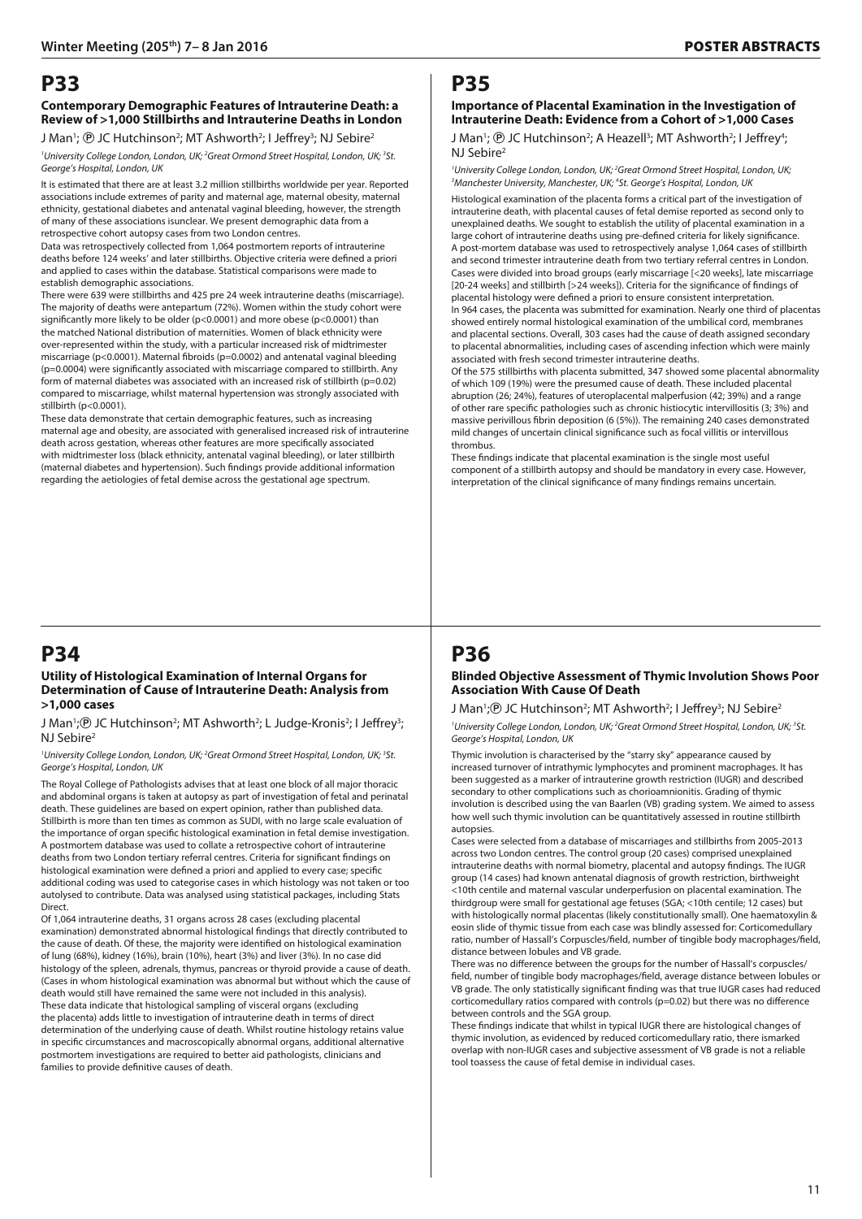# P33

### Contemporary Demographic Features of Intrauterine Death: a Review of >1,000 Stillbirths and Intrauterine Deaths in London

J Man[1]; Ⓟ JC Hutchinson[2]; MT Ashworth[2]; I Jeffrey[3]; NJ Sebire[2]

*[1]University College London, London, UK; [2]Great Ormond Street Hospital, London, UK; [3]St. George's Hospital, London, UK*

It is estimated that there are at least 3.2 million stillbirths worldwide per year. Reported associations include extremes of parity and maternal age, maternal obesity, maternal ethnicity, gestational diabetes and antenatal vaginal bleeding, however, the strength of many of these associations isunclear. We present demographic data from a retrospective cohort autopsy cases from two London centres.

Data was retrospectively collected from 1,064 postmortem reports of intrauterine deaths before 124 weeks' and later stillbirths. Objective criteria were defined a priori and applied to cases within the database. Statistical comparisons were made to establish demographic associations.

There were 639 were stillbirths and 425 pre 24 week intrauterine deaths (miscarriage). The majority of deaths were antepartum (72%). Women within the study cohort were significantly more likely to be older (p<0.0001) and more obese (p<0.0001) than the matched National distribution of maternities. Women of black ethnicity were over-represented within the study, with a particular increased risk of midtrimester miscarriage (p<0.0001). Maternal fibroids (p=0.0002) and antenatal vaginal bleeding (p=0.0004) were significantly associated with miscarriage compared to stillbirth. Any form of maternal diabetes was associated with an increased risk of stillbirth (p=0.02) compared to miscarriage, whilst maternal hypertension was strongly associated with stillbirth (p<0.0001).

These data demonstrate that certain demographic features, such as increasing maternal age and obesity, are associated with generalised increased risk of intrauterine death across gestation, whereas other features are more specifically associated with midtrimester loss (black ethnicity, antenatal vaginal bleeding), or later stillbirth (maternal diabetes and hypertension). Such findings provide additional information regarding the aetiologies of fetal demise across the gestational age spectrum.

# P34

### Utility of Histological Examination of Internal Organs for Determination of Cause of Intrauterine Death: Analysis from >1,000 cases

J Man[1]; Ⓟ JC Hutchinson[2]; MT Ashworth[2]; L Judge-Kronis[2]; I Jeffrey[3]; NJ Sebire[2]

*[1]University College London, London, UK; [2]Great Ormond Street Hospital, London, UK; [3]St. George's Hospital, London, UK*

The Royal College of Pathologists advises that at least one block of all major thoracic and abdominal organs is taken at autopsy as part of investigation of fetal and perinatal death. These guidelines are based on expert opinion, rather than published data. Stillbirth is more than ten times as common as SUDI, with no large scale evaluation of the importance of organ specific histological examination in fetal demise investigation. A postmortem database was used to collate a retrospective cohort of intrauterine deaths from two London tertiary referral centres. Criteria for significant findings on histological examination were defined a priori and applied to every case; specific additional coding was used to categorise cases in which histology was not taken or too autolysed to contribute. Data was analysed using statistical packages, including Stats Direct.

Of 1,064 intrauterine deaths, 31 organs across 28 cases (excluding placental examination) demonstrated abnormal histological findings that directly contributed to the cause of death. Of these, the majority were identified on histological examination of lung (68%), kidney (16%), brain (10%), heart (3%) and liver (3%). In no case did histology of the spleen, adrenals, thymus, pancreas or thyroid provide a cause of death. (Cases in whom histological examination was abnormal but without which the cause of death would still have remained the same were not included in this analysis).

These data indicate that histological sampling of visceral organs (excluding the placenta) adds little to investigation of intrauterine death in terms of direct determination of the underlying cause of death. Whilst routine histology retains value in specific circumstances and macroscopically abnormal organs, additional alternative postmortem investigations are required to better aid pathologists, clinicians and families to provide definitive causes of death.

# P35

### Importance of Placental Examination in the Investigation of Intrauterine Death: Evidence from a Cohort of >1,000 Cases

J Man[1]; Ⓟ JC Hutchinson[2]; A Heazell[3]; MT Ashworth[2]; I Jeffrey[4]; NJ Sebire[2]

*[1]University College London, London, UK; [2]Great Ormond Street Hospital, London, UK; [3]Manchester University, Manchester, UK; [4]St. George's Hospital, London, UK*

Histological examination of the placenta forms a critical part of the investigation of intrauterine death, with placental causes of fetal demise reported as second only to unexplained deaths. We sought to establish the utility of placental examination in a large cohort of intrauterine deaths using pre-defined criteria for likely significance. A post-mortem database was used to retrospectively analyse 1,064 cases of stillbirth and second trimester intrauterine death from two tertiary referral centres in London. Cases were divided into broad groups (early miscarriage [<20 weeks], late miscarriage [20-24 weeks] and stillbirth [>24 weeks]). Criteria for the significance of findings of placental histology were defined a priori to ensure consistent interpretation.

In 964 cases, the placenta was submitted for examination. Nearly one third of placentas showed entirely normal histological examination of the umbilical cord, membranes and placental sections. Overall, 303 cases had the cause of death assigned secondary to placental abnormalities, including cases of ascending infection which were mainly associated with fresh second trimester intrauterine deaths.

Of the 575 stillbirths with placenta submitted, 347 showed some placental abnormality of which 109 (19%) were the presumed cause of death. These included placental abruption (26; 24%), features of uteroplacental malperfusion (42; 39%) and a range of other rare specific pathologies such as chronic histiocytic intervillositis (3; 3%) and massive perivillous fibrin deposition (6 (5%)). The remaining 240 cases demonstrated mild changes of uncertain clinical significance such as focal villitis or intervillous thrombus.

These findings indicate that placental examination is the single most useful component of a stillbirth autopsy and should be mandatory in every case. However, interpretation of the clinical significance of many findings remains uncertain.

# P36

### Blinded Objective Assessment of Thymic Involution Shows Poor Association With Cause Of Death

J Man[1]; Ⓟ JC Hutchinson[2]; MT Ashworth[2]; I Jeffrey[3]; NJ Sebire[2]

*[1]University College London, London, UK; [2]Great Ormond Street Hospital, London, UK; [3]St. George's Hospital, London, UK*

Thymic involution is characterised by the "starry sky" appearance caused by increased turnover of intrathymic lymphocytes and prominent macrophages. It has been suggested as a marker of intrauterine growth restriction (IUGR) and described secondary to other complications such as chorioamnionitis. Grading of thymic involution is described using the van Baarlen (VB) grading system. We aimed to assess how well such thymic involution can be quantitatively assessed in routine stillbirth autopsies.

Cases were selected from a database of miscarriages and stillbirths from 2005-2013 across two London centres. The control group (20 cases) comprised unexplained intrauterine deaths with normal biometry, placental and autopsy findings. The IUGR group (14 cases) had known antenatal diagnosis of growth restriction, birthweight <10th centile and maternal vascular underperfusion on placental examination. The thirdgroup were small for gestational age fetuses (SGA; <10th centile; 12 cases) but with histologically normal placentas (likely constitutionally small). One haematoxylin & eosin slide of thymic tissue from each case was blindly assessed for: Corticomedullary ratio, number of Hassall's Corpuscles/field, number of tingible body macrophages/field, distance between lobules and VB grade.

There was no difference between the groups for the number of Hassall's corpuscles/field, number of tingible body macrophages/field, average distance between lobules or VB grade. The only statistically significant finding was that true IUGR cases had reduced corticomedullary ratios compared with controls (p=0.02) but there was no difference between controls and the SGA group.

These findings indicate that whilst in typical IUGR there are histological changes of thymic involution, as evidenced by reduced corticomedullary ratio, there ismarked overlap with non-IUGR cases and subjective assessment of VB grade is not a reliable tool toassess the cause of fetal demise in individual cases.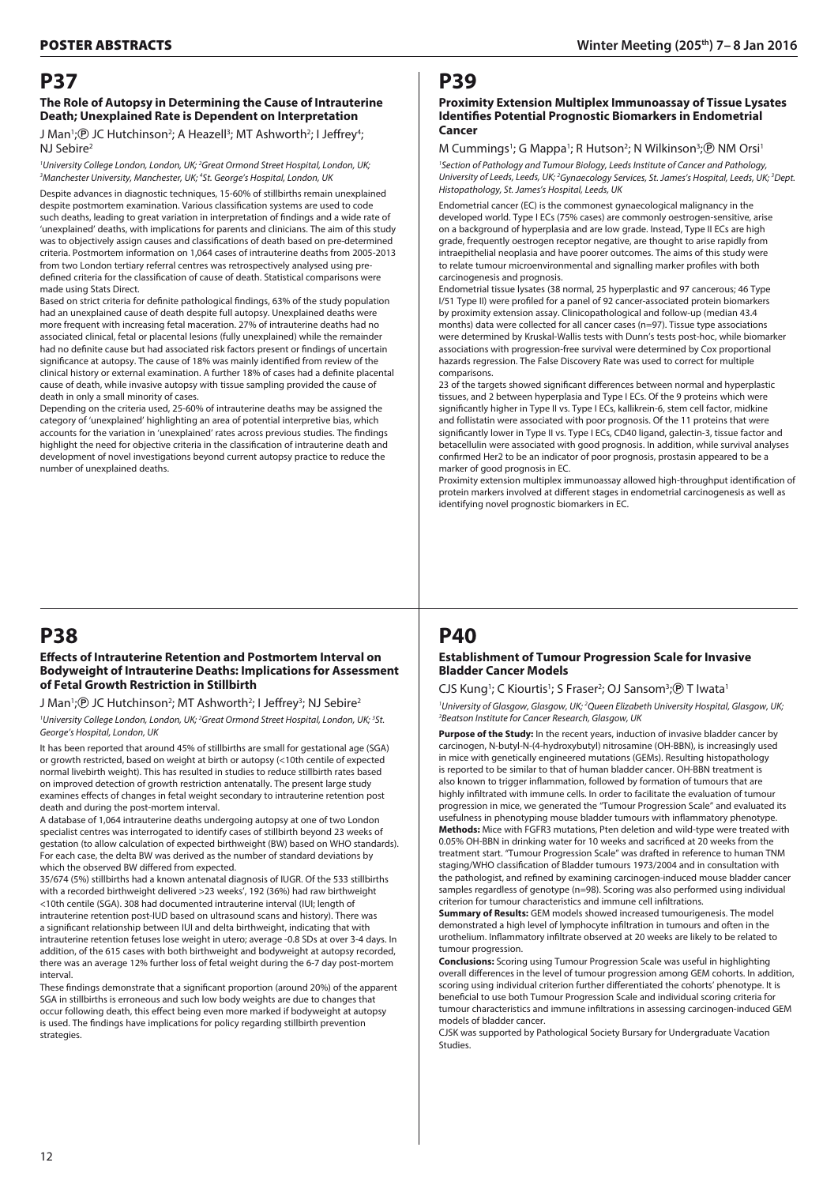# P37

### The Role of Autopsy in Determining the Cause of Intrauterine Death; Unexplained Rate is Dependent on Interpretation

J Man[1];Ⓟ JC Hutchinson[2]; A Heazell[3]; MT Ashworth[2]; I Jeffrey[4]; NJ Sebire[2]

*[1]University College London, London, UK; [2]Great Ormond Street Hospital, London, UK; [3]Manchester University, Manchester, UK; [4]St. George's Hospital, London, UK*

Despite advances in diagnostic techniques, 15-60% of stillbirths remain unexplained despite postmortem examination. Various classification systems are used to code such deaths, leading to great variation in interpretation of findings and a wide rate of 'unexplained' deaths, with implications for parents and clinicians. The aim of this study was to objectively assign causes and classifications of death based on pre-determined criteria. Postmortem information on 1,064 cases of intrauterine deaths from 2005-2013 from two London tertiary referral centres was retrospectively analysed using pre-defined criteria for the classification of cause of death. Statistical comparisons were made using Stats Direct.

Based on strict criteria for definite pathological findings, 63% of the study population had an unexplained cause of death despite full autopsy. Unexplained deaths were more frequent with increasing fetal maceration. 27% of intrauterine deaths had no associated clinical, fetal or placental lesions (fully unexplained) while the remainder had no definite cause but had associated risk factors present or findings of uncertain significance at autopsy. The cause of 18% was mainly identified from review of the clinical history or external examination. A further 18% of cases had a definite placental cause of death, while invasive autopsy with tissue sampling provided the cause of death in only a small minority of cases.

Depending on the criteria used, 25-60% of intrauterine deaths may be assigned the category of 'unexplained' highlighting an area of potential interpretive bias, which accounts for the variation in 'unexplained' rates across previous studies. The findings highlight the need for objective criteria in the classification of intrauterine death and development of novel investigations beyond current autopsy practice to reduce the number of unexplained deaths.

# P38

### Effects of Intrauterine Retention and Postmortem Interval on Bodyweight of Intrauterine Deaths: Implications for Assessment of Fetal Growth Restriction in Stillbirth

J Man[1];Ⓟ JC Hutchinson[2]; MT Ashworth[2]; I Jeffrey[3]; NJ Sebire[2]

*[1]University College London, London, UK; [2]Great Ormond Street Hospital, London, UK; [3]St. George's Hospital, London, UK*

It has been reported that around 45% of stillbirths are small for gestational age (SGA) or growth restricted, based on weight at birth or autopsy (<10th centile of expected normal livebirth weight). This has resulted in studies to reduce stillbirth rates based on improved detection of growth restriction antenatally. The present large study examines effects of changes in fetal weight secondary to intrauterine retention post death and during the post-mortem interval.

A database of 1,064 intrauterine deaths undergoing autopsy at one of two London specialist centres was interrogated to identify cases of stillbirth beyond 23 weeks of gestation (to allow calculation of expected birthweight (BW) based on WHO standards). For each case, the delta BW was derived as the number of standard deviations by which the observed BW differed from expected.

35/674 (5%) stillbirths had a known antenatal diagnosis of IUGR. Of the 533 stillbirths with a recorded birthweight delivered >23 weeks', 192 (36%) had raw birthweight <10th centile (SGA). 308 had documented intrauterine interval (IUI; length of intrauterine retention post-IUD based on ultrasound scans and history). There was a significant relationship between IUI and delta birthweight, indicating that with intrauterine retention fetuses lose weight in utero; average -0.8 SDs at over 3-4 days. In addition, of the 615 cases with both birthweight and bodyweight at autopsy recorded, there was an average 12% further loss of fetal weight during the 6-7 day post-mortem interval.

These findings demonstrate that a significant proportion (around 20%) of the apparent SGA in stillbirths is erroneous and such low body weights are due to changes that occur following death, this effect being even more marked if bodyweight at autopsy is used. The findings have implications for policy regarding stillbirth prevention strategies.

# P39

### Proximity Extension Multiplex Immunoassay of Tissue Lysates Identifies Potential Prognostic Biomarkers in Endometrial Cancer

M Cummings[1]; G Mappa[1]; R Hutson[2]; N Wilkinson[3];Ⓟ NM Orsi[1]

*[1]Section of Pathology and Tumour Biology, Leeds Institute of Cancer and Pathology, University of Leeds, Leeds, UK; [2]Gynaecology Services, St. James's Hospital, Leeds, UK; [3]Dept. Histopathology, St. James's Hospital, Leeds, UK*

Endometrial cancer (EC) is the commonest gynaecological malignancy in the developed world. Type I ECs (75% cases) are commonly oestrogen-sensitive, arise on a background of hyperplasia and are low grade. Instead, Type II ECs are high grade, frequently oestrogen receptor negative, are thought to arise rapidly from intraepithelial neoplasia and have poorer outcomes. The aims of this study were to relate tumour microenvironmental and signalling marker profiles with both carcinogenesis and prognosis.

Endometrial tissue lysates (38 normal, 25 hyperplastic and 97 cancerous; 46 Type I/51 Type II) were profiled for a panel of 92 cancer-associated protein biomarkers by proximity extension assay. Clinicopathological and follow-up (median 43.4 months) data were collected for all cancer cases (n=97). Tissue type associations were determined by Kruskal-Wallis tests with Dunn's tests post-hoc, while biomarker associations with progression-free survival were determined by Cox proportional hazards regression. The False Discovery Rate was used to correct for multiple comparisons.

23 of the targets showed significant differences between normal and hyperplastic tissues, and 2 between hyperplasia and Type I ECs. Of the 9 proteins which were significantly higher in Type II vs. Type I ECs, kallikrein-6, stem cell factor, midkine and follistatin were associated with poor prognosis. Of the 11 proteins that were significantly lower in Type II vs. Type I ECs, CD40 ligand, galectin-3, tissue factor and betacellulin were associated with good prognosis. In addition, while survival analyses confirmed Her2 to be an indicator of poor prognosis, prostasin appeared to be a marker of good prognosis in EC.

Proximity extension multiplex immunoassay allowed high-throughput identification of protein markers involved at different stages in endometrial carcinogenesis as well as identifying novel prognostic biomarkers in EC.

# P40

### Establishment of Tumour Progression Scale for Invasive Bladder Cancer Models

CJS Kung[1]; C Kiourtis[1]; S Fraser[2]; OJ Sansom[3];Ⓟ T Iwata[1]

*[1]University of Glasgow, Glasgow, UK; [2]Queen Elizabeth University Hospital, Glasgow, UK; [3]Beatson Institute for Cancer Research, Glasgow, UK*

**Purpose of the Study:** In the recent years, induction of invasive bladder cancer by carcinogen, N-butyl-N-(4-hydroxybutyl) nitrosamine (OH-BBN), is increasingly used in mice with genetically engineered mutations (GEMs). Resulting histopathology is reported to be similar to that of human bladder cancer. OH-BBN treatment is also known to trigger inflammation, followed by formation of tumours that are highly infiltrated with immune cells. In order to facilitate the evaluation of tumour progression in mice, we generated the "Tumour Progression Scale" and evaluated its usefulness in phenotyping mouse bladder tumours with inflammatory phenotype.

**Methods:** Mice with FGFR3 mutations, Pten deletion and wild-type were treated with 0.05% OH-BBN in drinking water for 10 weeks and sacrificed at 20 weeks from the treatment start. "Tumour Progression Scale" was drafted in reference to human TNM staging/WHO classification of Bladder tumours 1973/2004 and in consultation with the pathologist, and refined by examining carcinogen-induced mouse bladder cancer samples regardless of genotype (n=98). Scoring was also performed using individual criterion for tumour characteristics and immune cell infiltrations.

**Summary of Results:** GEM models showed increased tumourigenesis. The model demonstrated a high level of lymphocyte infiltration in tumours and often in the urothelium. Inflammatory infiltrate observed at 20 weeks are likely to be related to tumour progression.

**Conclusions:** Scoring using Tumour Progression Scale was useful in highlighting overall differences in the level of tumour progression among GEM cohorts. In addition, scoring using individual criterion further differentiated the cohorts' phenotype. It is beneficial to use both Tumour Progression Scale and individual scoring criteria for tumour characteristics and immune infiltrations in assessing carcinogen-induced GEM models of bladder cancer.

CJSK was supported by Pathological Society Bursary for Undergraduate Vacation Studies.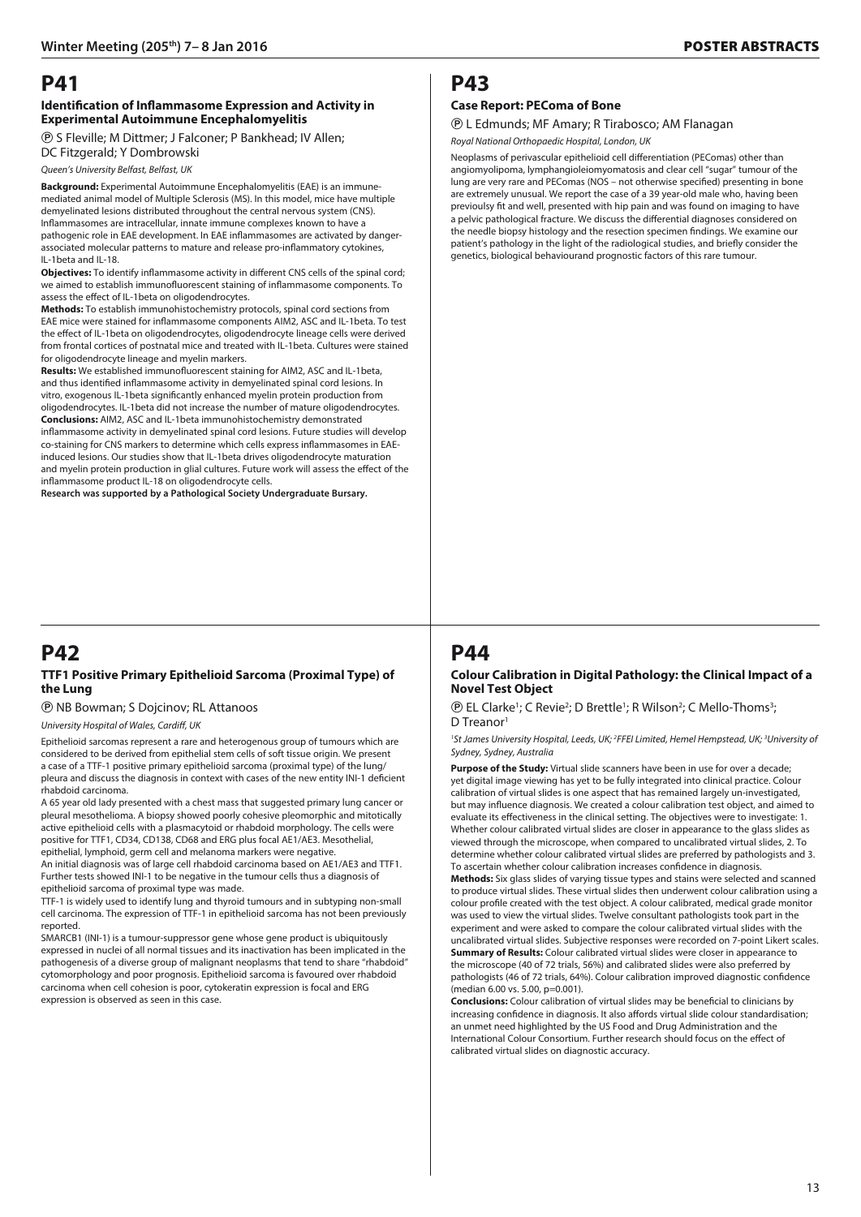# P41

### Identification of Inflammasome Expression and Activity in Experimental Autoimmune Encephalomyelitis

Ⓟ S Fleville; M Dittmer; J Falconer; P Bankhead; IV Allen; DC Fitzgerald; Y Dombrowski

*Queen's University Belfast, Belfast, UK*

**Background:** Experimental Autoimmune Encephalomyelitis (EAE) is an immune-mediated animal model of Multiple Sclerosis (MS). In this model, mice have multiple demyelinated lesions distributed throughout the central nervous system (CNS). Inflammasomes are intracellular, innate immune complexes known to have a pathogenic role in EAE development. In EAE inflammasomes are activated by danger-associated molecular patterns to mature and release pro-inflammatory cytokines, IL-1beta and IL-18.

**Objectives:** To identify inflammasome activity in different CNS cells of the spinal cord; we aimed to establish immunofluorescent staining of inflammasome components. To assess the effect of IL-1beta on oligodendrocytes.

**Methods:** To establish immunohistochemistry protocols, spinal cord sections from EAE mice were stained for inflammasome components AIM2, ASC and IL-1beta. To test the effect of IL-1beta on oligodendrocytes, oligodendrocyte lineage cells were derived from frontal cortices of postnatal mice and treated with IL-1beta. Cultures were stained for oligodendrocyte lineage and myelin markers.

**Results:** We established immunofluorescent staining for AIM2, ASC and IL-1beta, and thus identified inflammasome activity in demyelinated spinal cord lesions. In vitro, exogenous IL-1beta significantly enhanced myelin protein production from oligodendrocytes. IL-1beta did not increase the number of mature oligodendrocytes.

**Conclusions:** AIM2, ASC and IL-1beta immunohistochemistry demonstrated inflammasome activity in demyelinated spinal cord lesions. Future studies will develop co-staining for CNS markers to determine which cells express inflammasomes in EAE-induced lesions. Our studies show that IL-1beta drives oligodendrocyte maturation and myelin protein production in glial cultures. Future work will assess the effect of the inflammasome product IL-18 on oligodendrocyte cells.

**Research was supported by a Pathological Society Undergraduate Bursary.**

# P42

### TTF1 Positive Primary Epithelioid Sarcoma (Proximal Type) of the Lung

Ⓟ NB Bowman; S Dojcinov; RL Attanoos

*University Hospital of Wales, Cardiff, UK*

Epithelioid sarcomas represent a rare and heterogenous group of tumours which are considered to be derived from epithelial stem cells of soft tissue origin. We present a case of a TTF-1 positive primary epithelioid sarcoma (proximal type) of the lung/pleura and discuss the diagnosis in context with cases of the new entity INI-1 deficient rhabdoid carcinoma.

A 65 year old lady presented with a chest mass that suggested primary lung cancer or pleural mesothelioma. A biopsy showed poorly cohesive pleomorphic and mitotically active epithelioid cells with a plasmacytoid or rhabdoid morphology. The cells were positive for TTF1, CD34, CD138, CD68 and ERG plus focal AE1/AE3. Mesothelial, epithelial, lymphoid, germ cell and melanoma markers were negative.

An initial diagnosis was of large cell rhabdoid carcinoma based on AE1/AE3 and TTF1. Further tests showed INI-1 to be negative in the tumour cells thus a diagnosis of epithelioid sarcoma of proximal type was made.

TTF-1 is widely used to identify lung and thyroid tumours and in subtyping non-small cell carcinoma. The expression of TTF-1 in epithelioid sarcoma has not been previously reported.

SMARCB1 (INI-1) is a tumour-suppressor gene whose gene product is ubiquitously expressed in nuclei of all normal tissues and its inactivation has been implicated in the pathogenesis of a diverse group of malignant neoplasms that tend to share "rhabdoid" cytomorphology and poor prognosis. Epithelioid sarcoma is favoured over rhabdoid carcinoma when cell cohesion is poor, cytokeratin expression is focal and ERG expression is observed as seen in this case.

# P43

### Case Report: PEComa of Bone

Ⓟ L Edmunds; MF Amary; R Tirabosco; AM Flanagan

*Royal National Orthopaedic Hospital, London, UK*

Neoplasms of perivascular epithelioid cell differentiation (PEComas) other than angiomyolipoma, lymphangioleiomyomatosis and clear cell "sugar" tumour of the lung are very rare and PEComas (NOS – not otherwise specified) presenting in bone are extremely unusual. We report the case of a 39 year-old male who, having been previoulsy fit and well, presented with hip pain and was found on imaging to have a pelvic pathological fracture. We discuss the differential diagnoses considered on the needle biopsy histology and the resection specimen findings. We examine our patient's pathology in the light of the radiological studies, and briefly consider the genetics, biological behaviourand prognostic factors of this rare tumour.

# P44

### Colour Calibration in Digital Pathology: the Clinical Impact of a Novel Test Object

Ⓟ EL Clarke[1]; C Revie[2]; D Brettle[1]; R Wilson[2]; C Mello-Thoms[3]; D Treanor[1]

*[1]St James University Hospital, Leeds, UK; [2]FFEI Limited, Hemel Hempstead, UK; [3]University of Sydney, Sydney, Australia*

**Purpose of the Study:** Virtual slide scanners have been in use for over a decade; yet digital image viewing has yet to be fully integrated into clinical practice. Colour calibration of virtual slides is one aspect that has remained largely un-investigated, but may influence diagnosis. We created a colour calibration test object, and aimed to evaluate its effectiveness in the clinical setting. The objectives were to investigate: 1. Whether colour calibrated virtual slides are closer in appearance to the glass slides as viewed through the microscope, when compared to uncalibrated virtual slides, 2. To determine whether colour calibrated virtual slides are preferred by pathologists and 3. To ascertain whether colour calibration increases confidence in diagnosis.

**Methods:** Six glass slides of varying tissue types and stains were selected and scanned to produce virtual slides. These virtual slides then underwent colour calibration using a colour profile created with the test object. A colour calibrated, medical grade monitor was used to view the virtual slides. Twelve consultant pathologists took part in the experiment and were asked to compare the colour calibrated virtual slides with the uncalibrated virtual slides. Subjective responses were recorded on 7-point Likert scales.

**Summary of Results:** Colour calibrated virtual slides were closer in appearance to the microscope (40 of 72 trials, 56%) and calibrated slides were also preferred by pathologists (46 of 72 trials, 64%). Colour calibration improved diagnostic confidence (median 6.00 vs. 5.00, $p=0.001$).

**Conclusions:** Colour calibration of virtual slides may be beneficial to clinicians by increasing confidence in diagnosis. It also affords virtual slide colour standardisation; an unmet need highlighted by the US Food and Drug Administration and the International Colour Consortium. Further research should focus on the effect of calibrated virtual slides on diagnostic accuracy.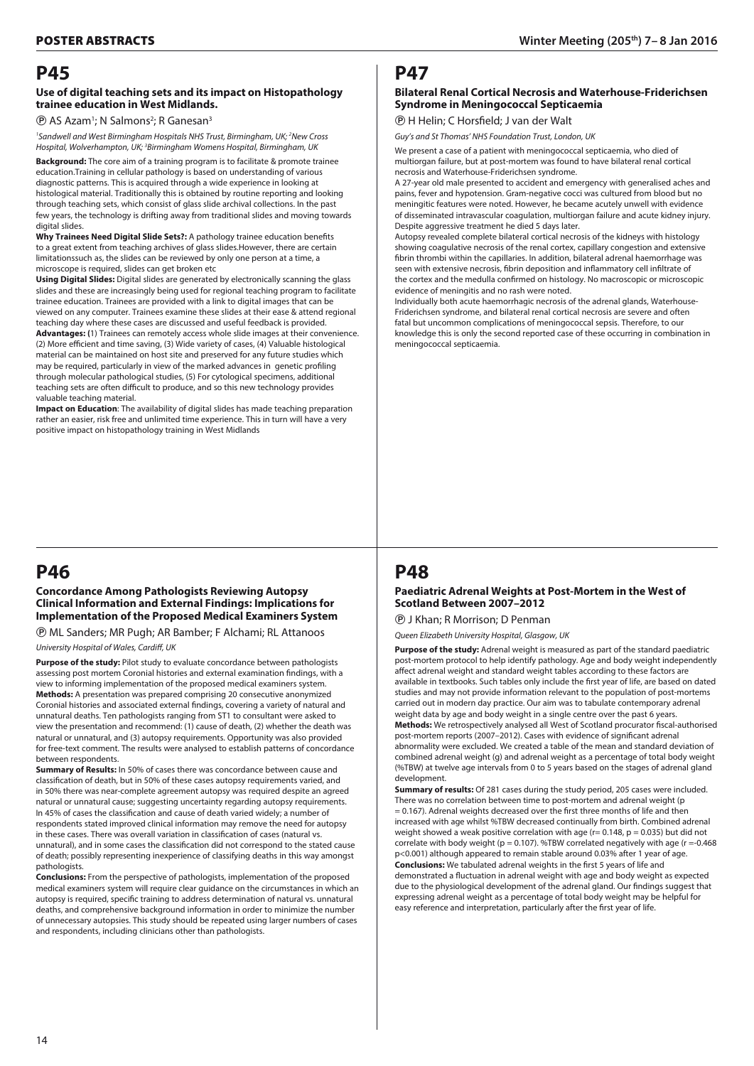# P45

### Use of digital teaching sets and its impact on Histopathology trainee education in West Midlands.

Ⓟ AS Azam[1]; N Salmons[2]; R Ganesan[3]

*[1]Sandwell and West Birmingham Hospitals NHS Trust, Birmingham, UK; [2]New Cross Hospital, Wolverhampton, UK; [3]Birmingham Womens Hospital, Birmingham, UK*

**Background:** The core aim of a training program is to facilitate & promote trainee education.Training in cellular pathology is based on understanding of various diagnostic patterns. This is acquired through a wide experience in looking at histological material. Traditionally this is obtained by routine reporting and looking through teaching sets, which consist of glass slide archival collections. In the past few years, the technology is drifting away from traditional slides and moving towards digital slides.

**Why Trainees Need Digital Slide Sets?:** A pathology trainee education benefits to a great extent from teaching archives of glass slides.However, there are certain limitationssuch as, the slides can be reviewed by only one person at a time, a microscope is required, slides can get broken etc

**Using Digital Slides:** Digital slides are generated by electronically scanning the glass slides and these are increasingly being used for regional teaching program to facilitate trainee education. Trainees are provided with a link to digital images that can be viewed on any computer. Trainees examine these slides at their ease & attend regional teaching day where these cases are discussed and useful feedback is provided.

**Advantages: (**1) Trainees can remotely access whole slide images at their convenience. (2) More efficient and time saving, (3) Wide variety of cases, (4) Valuable histological material can be maintained on host site and preserved for any future studies which may be required, particularly in view of the marked advances in genetic profiling through molecular pathological studies, (5) For cytological specimens, additional teaching sets are often difficult to produce, and so this new technology provides valuable teaching material.

**Impact on Education**: The availability of digital slides has made teaching preparation rather an easier, risk free and unlimited time experience. This in turn will have a very positive impact on histopathology training in West Midlands

# P46

### Concordance Among Pathologists Reviewing Autopsy Clinical Information and External Findings: Implications for Implementation of the Proposed Medical Examiners System

Ⓟ ML Sanders; MR Pugh; AR Bamber; F Alchami; RL Attanoos

*University Hospital of Wales, Cardiff, UK*

**Purpose of the study:** Pilot study to evaluate concordance between pathologists assessing post mortem Coronial histories and external examination findings, with a view to informing implementation of the proposed medical examiners system.

**Methods:** A presentation was prepared comprising 20 consecutive anonymized Coronial histories and associated external findings, covering a variety of natural and unnatural deaths. Ten pathologists ranging from ST1 to consultant were asked to view the presentation and recommend: (1) cause of death, (2) whether the death was natural or unnatural, and (3) autopsy requirements. Opportunity was also provided for free-text comment. The results were analysed to establish patterns of concordance between respondents.

**Summary of Results:** In 50% of cases there was concordance between cause and classification of death, but in 50% of these cases autopsy requirements varied, and in 50% there was near-complete agreement autopsy was required despite an agreed natural or unnatural cause; suggesting uncertainty regarding autopsy requirements. In 45% of cases the classification and cause of death varied widely; a number of respondents stated improved clinical information may remove the need for autopsy in these cases. There was overall variation in classification of cases (natural vs. unnatural), and in some cases the classification did not correspond to the stated cause of death; possibly representing inexperience of classifying deaths in this way amongst pathologists.

**Conclusions:** From the perspective of pathologists, implementation of the proposed medical examiners system will require clear guidance on the circumstances in which an autopsy is required, specific training to address determination of natural vs. unnatural deaths, and comprehensive background information in order to minimize the number of unnecessary autopsies. This study should be repeated using larger numbers of cases and respondents, including clinicians other than pathologists.

# P47

### Bilateral Renal Cortical Necrosis and Waterhouse-Friderichsen Syndrome in Meningococcal Septicaemia

Ⓟ H Helin; C Horsfield; J van der Walt

*Guy's and St Thomas' NHS Foundation Trust, London, UK*

We present a case of a patient with meningococcal septicaemia, who died of multiorgan failure, but at post-mortem was found to have bilateral renal cortical necrosis and Waterhouse-Friderichsen syndrome.

A 27-year old male presented to accident and emergency with generalised aches and pains, fever and hypotension. Gram-negative cocci was cultured from blood but no meningitic features were noted. However, he became acutely unwell with evidence of disseminated intravascular coagulation, multiorgan failure and acute kidney injury. Despite aggressive treatment he died 5 days later.

Autopsy revealed complete bilateral cortical necrosis of the kidneys with histology showing coagulative necrosis of the renal cortex, capillary congestion and extensive fibrin thrombi within the capillaries. In addition, bilateral adrenal haemorrhage was seen with extensive necrosis, fibrin deposition and inflammatory cell infiltrate of the cortex and the medulla confirmed on histology. No macroscopic or microscopic evidence of meningitis and no rash were noted.

Individually both acute haemorrhagic necrosis of the adrenal glands, Waterhouse-Friderichsen syndrome, and bilateral renal cortical necrosis are severe and often fatal but uncommon complications of meningococcal sepsis. Therefore, to our knowledge this is only the second reported case of these occurring in combination in meningococcal septicaemia.

# P48

### Paediatric Adrenal Weights at Post-Mortem in the West of Scotland Between 2007–2012

Ⓟ J Khan; R Morrison; D Penman

*Queen Elizabeth University Hospital, Glasgow, UK*

**Purpose of the study:** Adrenal weight is measured as part of the standard paediatric post-mortem protocol to help identify pathology. Age and body weight independently affect adrenal weight and standard weight tables according to these factors are available in textbooks. Such tables only include the first year of life, are based on dated studies and may not provide information relevant to the population of post-mortems carried out in modern day practice. Our aim was to tabulate contemporary adrenal weight data by age and body weight in a single centre over the past 6 years.

**Methods:** We retrospectively analysed all West of Scotland procurator fiscal-authorised post-mortem reports (2007–2012). Cases with evidence of significant adrenal abnormality were excluded. We created a table of the mean and standard deviation of combined adrenal weight (g) and adrenal weight as a percentage of total body weight (%TBW) at twelve age intervals from 0 to 5 years based on the stages of adrenal gland development.

**Summary of results:** Of 281 cases during the study period, 205 cases were included. There was no correlation between time to post-mortem and adrenal weight ($p = 0.167$). Adrenal weights decreased over the first three months of life and then increased with age whilst %TBW decreased continually from birth. Combined adrenal weight showed a weak positive correlation with age ($r = 0.148$, $p = 0.035$) but did not correlate with body weight ($p = 0.107$). %TBW correlated negatively with age ($r = -0.468$ $p < 0.001$) although appeared to remain stable around 0.03% after 1 year of age.

**Conclusions:** We tabulated adrenal weights in the first 5 years of life and demonstrated a fluctuation in adrenal weight with age and body weight as expected due to the physiological development of the adrenal gland. Our findings suggest that expressing adrenal weight as a percentage of total body weight may be helpful for easy reference and interpretation, particularly after the first year of life.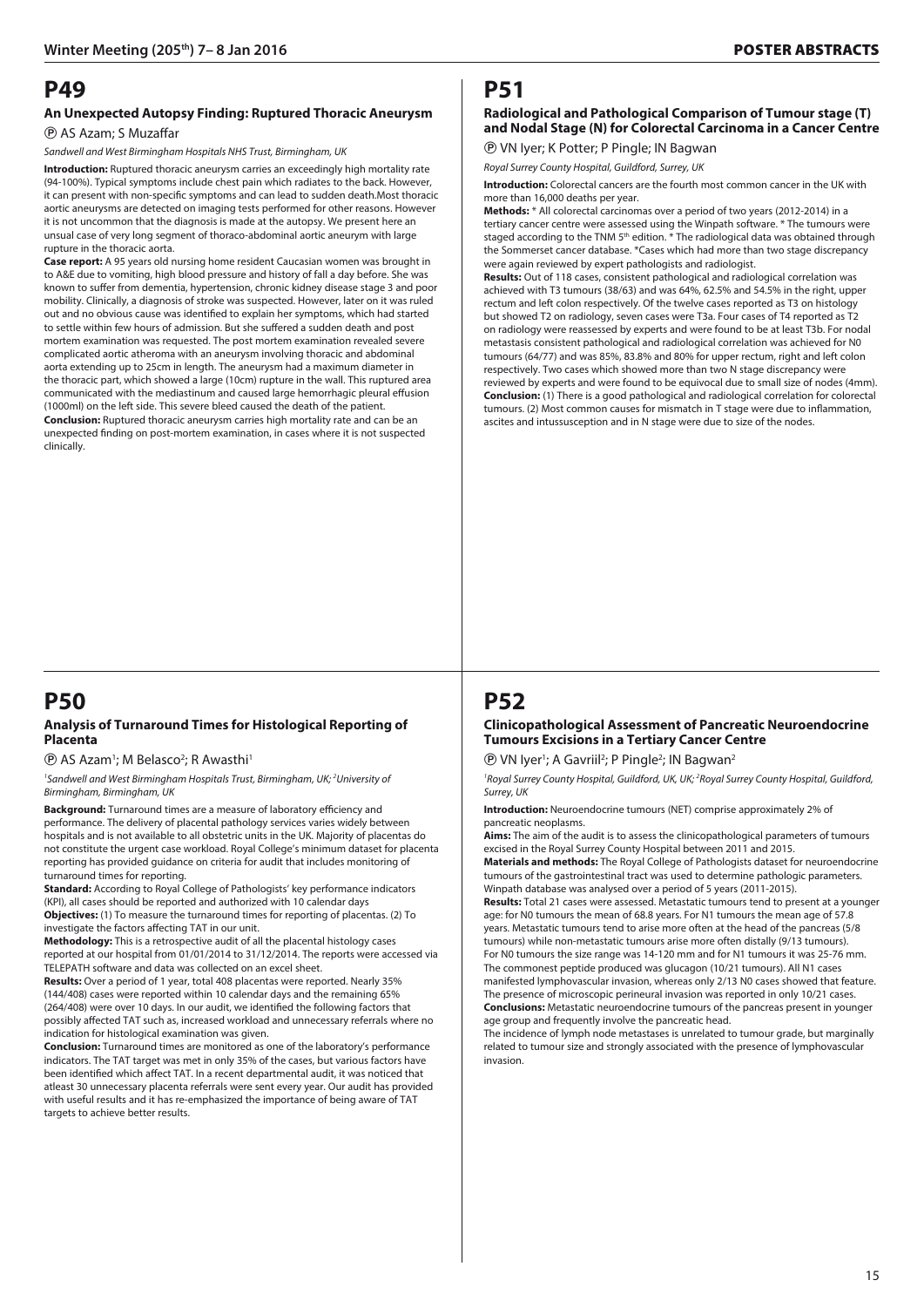# P49

### An Unexpected Autopsy Finding: Ruptured Thoracic Aneurysm

Ⓟ AS Azam; S Muzaffar

*Sandwell and West Birmingham Hospitals NHS Trust, Birmingham, UK*

**Introduction:** Ruptured thoracic aneurysm carries an exceedingly high mortality rate (94-100%). Typical symptoms include chest pain which radiates to the back. However, it can present with non-specific symptoms and can lead to sudden death.Most thoracic aortic aneurysms are detected on imaging tests performed for other reasons. However it is not uncommon that the diagnosis is made at the autopsy. We present here an unsual case of very long segment of thoraco-abdominal aortic aneurym with large rupture in the thoracic aorta.

**Case report:** A 95 years old nursing home resident Caucasian women was brought in to A&E due to vomiting, high blood pressure and history of fall a day before. She was known to suffer from dementia, hypertension, chronic kidney disease stage 3 and poor mobility. Clinically, a diagnosis of stroke was suspected. However, later on it was ruled out and no obvious cause was identified to explain her symptoms, which had started to settle within few hours of admission. But she suffered a sudden death and post mortem examination was requested. The post mortem examination revealed severe complicated aortic atheroma with an aneurysm involving thoracic and abdominal aorta extending up to 25cm in length. The aneurysm had a maximum diameter in the thoracic part, which showed a large (10cm) rupture in the wall. This ruptured area communicated with the mediastinum and caused large hemorrhagic pleural effusion (1000ml) on the left side. This severe bleed caused the death of the patient.

**Conclusion:** Ruptured thoracic aneurysm carries high mortality rate and can be an unexpected finding on post-mortem examination, in cases where it is not suspected clinically.

# P50

### Analysis of Turnaround Times for Histological Reporting of Placenta

Ⓟ AS Azam[1]; M Belasco[2]; R Awasthi[1]

*[1]Sandwell and West Birmingham Hospitals Trust, Birmingham, UK; [2]University of Birmingham, Birmingham, UK*

**Background:** Turnaround times are a measure of laboratory efficiency and performance. The delivery of placental pathology services varies widely between hospitals and is not available to all obstetric units in the UK. Majority of placentas do not constitute the urgent case workload. Royal College's minimum dataset for placenta reporting has provided guidance on criteria for audit that includes monitoring of turnaround times for reporting.

**Standard:** According to Royal College of Pathologists' key performance indicators (KPI), all cases should be reported and authorized with 10 calendar days

**Objectives:** (1) To measure the turnaround times for reporting of placentas. (2) To investigate the factors affecting TAT in our unit.

**Methodology:** This is a retrospective audit of all the placental histology cases reported at our hospital from 01/01/2014 to 31/12/2014. The reports were accessed via TELEPATH software and data was collected on an excel sheet.

**Results:** Over a period of 1 year, total 408 placentas were reported. Nearly 35% (144/408) cases were reported within 10 calendar days and the remaining 65% (264/408) were over 10 days. In our audit, we identified the following factors that possibly affected TAT such as, increased workload and unnecessary referrals where no indication for histological examination was given.

**Conclusion:** Turnaround times are monitored as one of the laboratory's performance indicators. The TAT target was met in only 35% of the cases, but various factors have been identified which affect TAT. In a recent departmental audit, it was noticed that atleast 30 unnecessary placenta referrals were sent every year. Our audit has provided with useful results and it has re-emphasized the importance of being aware of TAT targets to achieve better results.

# P51

### Radiological and Pathological Comparison of Tumour stage (T) and Nodal Stage (N) for Colorectal Carcinoma in a Cancer Centre

Ⓟ VN Iyer; K Potter; P Pingle; IN Bagwan

*Royal Surrey County Hospital, Guildford, Surrey, UK*

**Introduction:** Colorectal cancers are the fourth most common cancer in the UK with more than 16,000 deaths per year.

**Methods:** * All colorectal carcinomas over a period of two years (2012-2014) in a tertiary cancer centre were assessed using the Winpath software. * The tumours were staged according to the TNM 5th edition. * The radiological data was obtained through the Sommerset cancer database. *Cases which had more than two stage discrepancy were again reviewed by expert pathologists and radiologist.

**Results:** Out of 118 cases, consistent pathological and radiological correlation was achieved with T3 tumours (38/63) and was 64%, 62.5% and 54.5% in the right, upper rectum and left colon respectively. Of the twelve cases reported as T3 on histology but showed T2 on radiology, seven cases were T3a. Four cases of T4 reported as T2 on radiology were reassessed by experts and were found to be at least T3b. For nodal metastasis consistent pathological and radiological correlation was achieved for N0 tumours (64/77) and was 85%, 83.8% and 80% for upper rectum, right and left colon respectively. Two cases which showed more than two N stage discrepancy were reviewed by experts and were found to be equivocal due to small size of nodes (4mm).

**Conclusion:** (1) There is a good pathological and radiological correlation for colorectal tumours. (2) Most common causes for mismatch in T stage were due to inflammation, ascites and intussusception and in N stage were due to size of the nodes.

# P52

### Clinicopathological Assessment of Pancreatic Neuroendocrine Tumours Excisions in a Tertiary Cancer Centre

Ⓟ VN Iyer[1]; A Gavriil[2]; P Pingle[2]; IN Bagwan[2]

*[1]Royal Surrey County Hospital, Guildford, UK, UK; [2]Royal Surrey County Hospital, Guildford, Surrey, UK*

**Introduction:** Neuroendocrine tumours (NET) comprise approximately 2% of pancreatic neoplasms.

**Aims:** The aim of the audit is to assess the clinicopathological parameters of tumours excised in the Royal Surrey County Hospital between 2011 and 2015.

**Materials and methods:** The Royal College of Pathologists dataset for neuroendocrine tumours of the gastrointestinal tract was used to determine pathologic parameters. Winpath database was analysed over a period of 5 years (2011-2015).

**Results:** Total 21 cases were assessed. Metastatic tumours tend to present at a younger age: for N0 tumours the mean of 68.8 years. For N1 tumours the mean age of 57.8 years. Metastatic tumours tend to arise more often at the head of the pancreas (5/8 tumours) while non-metastatic tumours arise more often distally (9/13 tumours). For N0 tumours the size range was 14-120 mm and for N1 tumours it was 25-76 mm. The commonest peptide produced was glucagon (10/21 tumours). All N1 cases manifested lymphovascular invasion, whereas only 2/13 N0 cases showed that feature. The presence of microscopic perineural invasion was reported in only 10/21 cases.

**Conclusions:** Metastatic neuroendocrine tumours of the pancreas present in younger age group and frequently involve the pancreatic head.

The incidence of lymph node metastases is unrelated to tumour grade, but marginally related to tumour size and strongly associated with the presence of lymphovascular invasion.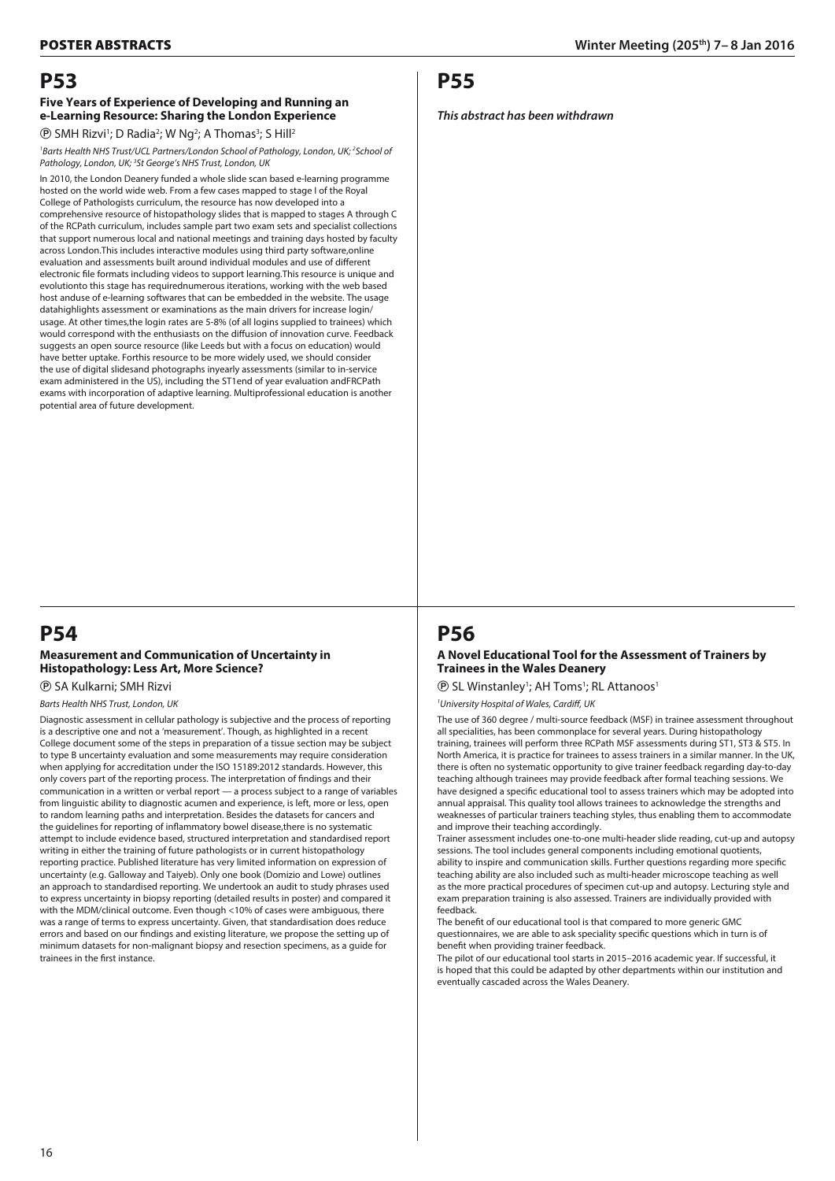# P53

### Five Years of Experience of Developing and Running an e-Learning Resource: Sharing the London Experience

Ⓟ SMH Rizvi[1]; D Radia[2]; W Ng[2]; A Thomas[3]; S Hill[2]

[1]*Barts Health NHS Trust/UCL Partners/London School of Pathology, London, UK;* [2]*School of Pathology, London, UK;* [3]*St George's NHS Trust, London, UK*

In 2010, the London Deanery funded a whole slide scan based e-learning programme hosted on the world wide web. From a few cases mapped to stage I of the Royal College of Pathologists curriculum, the resource has now developed into a comprehensive resource of histopathology slides that is mapped to stages A through C of the RCPath curriculum, includes sample part two exam sets and specialist collections that support numerous local and national meetings and training days hosted by faculty across London.This includes interactive modules using third party software,online evaluation and assessments built around individual modules and use of different electronic file formats including videos to support learning.This resource is unique and evolutionto this stage has requirednumerous iterations, working with the web based host anduse of e-learning softwares that can be embedded in the website. The usage datahighlights assessment or examinations as the main drivers for increase login/ usage. At other times,the login rates are 5-8% (of all logins supplied to trainees) which would correspond with the enthusiasts on the diffusion of innovation curve. Feedback suggests an open source resource (like Leeds but with a focus on education) would have better uptake. Forthis resource to be more widely used, we should consider the use of digital slidesand photographs inyearly assessments (similar to in-service exam administered in the US), including the ST1end of year evaluation andFRCPath exams with incorporation of adaptive learning. Multiprofessional education is another potential area of future development.

# P54

### Measurement and Communication of Uncertainty in Histopathology: Less Art, More Science?

Ⓟ SA Kulkarni; SMH Rizvi

*Barts Health NHS Trust, London, UK*

Diagnostic assessment in cellular pathology is subjective and the process of reporting is a descriptive one and not a 'measurement'. Though, as highlighted in a recent College document some of the steps in preparation of a tissue section may be subject to type B uncertainty evaluation and some measurements may require consideration when applying for accreditation under the ISO 15189:2012 standards. However, this only covers part of the reporting process. The interpretation of findings and their communication in a written or verbal report — a process subject to a range of variables from linguistic ability to diagnostic acumen and experience, is left, more or less, open to random learning paths and interpretation. Besides the datasets for cancers and the guidelines for reporting of inflammatory bowel disease,there is no systematic attempt to include evidence based, structured interpretation and standardised report writing in either the training of future pathologists or in current histopathology reporting practice. Published literature has very limited information on expression of uncertainty (e.g. Galloway and Taiyeb). Only one book (Domizio and Lowe) outlines an approach to standardised reporting. We undertook an audit to study phrases used to express uncertainty in biopsy reporting (detailed results in poster) and compared it with the MDM/clinical outcome. Even though <10% of cases were ambiguous, there was a range of terms to express uncertainty. Given, that standardisation does reduce errors and based on our findings and existing literature, we propose the setting up of minimum datasets for non-malignant biopsy and resection specimens, as a guide for trainees in the first instance.

# P55

***This abstract has been withdrawn***

# P56

### A Novel Educational Tool for the Assessment of Trainers by Trainees in the Wales Deanery

Ⓟ SL Winstanley[1]; AH Toms[1]; RL Attanoos[1]

[1]*University Hospital of Wales, Cardiff, UK*

The use of 360 degree / multi-source feedback (MSF) in trainee assessment throughout all specialities, has been commonplace for several years. During histopathology training, trainees will perform three RCPath MSF assessments during ST1, ST3 & ST5. In North America, it is practice for trainees to assess trainers in a similar manner. In the UK, there is often no systematic opportunity to give trainer feedback regarding day-to-day teaching although trainees may provide feedback after formal teaching sessions. We have designed a specific educational tool to assess trainers which may be adopted into annual appraisal. This quality tool allows trainees to acknowledge the strengths and weaknesses of particular trainers teaching styles, thus enabling them to accommodate and improve their teaching accordingly.

Trainer assessment includes one-to-one multi-header slide reading, cut-up and autopsy sessions. The tool includes general components including emotional quotients, ability to inspire and communication skills. Further questions regarding more specific teaching ability are also included such as multi-header microscope teaching as well as the more practical procedures of specimen cut-up and autopsy. Lecturing style and exam preparation training is also assessed. Trainers are individually provided with feedback.

The benefit of our educational tool is that compared to more generic GMC questionnaires, we are able to ask speciality specific questions which in turn is of benefit when providing trainer feedback.

The pilot of our educational tool starts in 2015–2016 academic year. If successful, it is hoped that this could be adapted by other departments within our institution and eventually cascaded across the Wales Deanery.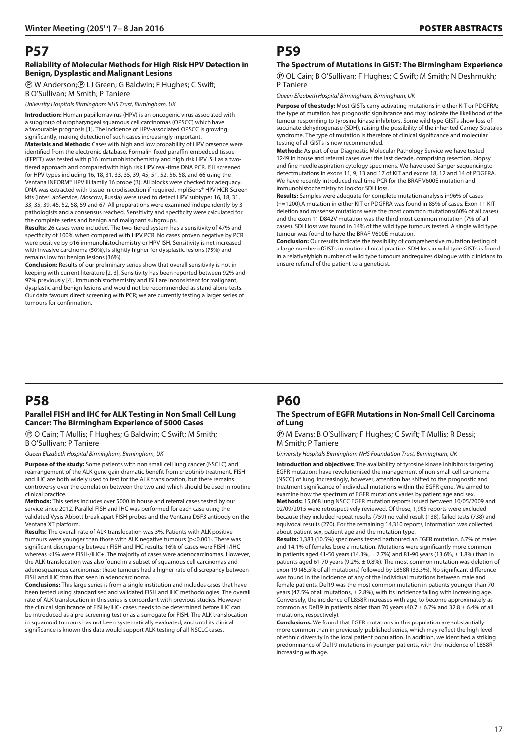# P57

### Reliability of Molecular Methods for High Risk HPV Detection in Benign, Dysplastic and Malignant Lesions

Ⓟ W Anderson;Ⓟ LJ Green; G Baldwin; F Hughes; C Swift; B O'Sullivan; M Smith; P Taniere

*University Hospitals Birmingham NHS Trust, Birmingham, UK*

**Introduction:** Human papillomavirus (HPV) is an oncogenic virus associated with a subgroup of oropharyngeal squamous cell carcinomas (OPSCC) which have a favourable prognosis [1]. The incidence of HPV-associated OPSCC is growing significantly, making detection of such cases increasingly important.

**Materials and Methods:** Cases with high and low probability of HPV presence were identified from the electronic database. Formalin-fixed paraffin-embedded tissue (FFPET) was tested with p16 immunohistochemistry and high risk HPV ISH as a two-tiered approach and compared with high risk HPV real-time DNA PCR. ISH screened for HPV types including 16, 18, 31, 33, 35, 39, 45, 51, 52, 56, 58, and 66 using the Ventana INFORM® HPV III family 16 probe (B). All blocks were checked for adequacy. DNA was extracted with tissue microdissection if required. mpliSens® HPV HCR-Screen kits (InterLabService, Moscow, Russia) were used to detect HPV subtypes 16, 18, 31, 33, 35, 39, 45, 52, 58, 59 and 67. All preparations were examined independently by 3 pathologists and a consensus reached. Sensitivity and specificity were calculated for the complete series and benign and malignant subgroups.

**Results:** 26 cases were included. The two-tiered system has a sensitivity of 47% and specificity of 100% when compared with HPV PCR. No cases proven negative by PCR were positive by p16 immunohistochemistry or HPV ISH. Sensitivity is not increased with invasive carcinoma (50%), is slightly higher for dysplastic lesions (75%) and remains low for benign lesions (36%).

**Conclusion:** Results of our preliminary series show that overall sensitivity is not in keeping with current literature [2, 3]. Sensitivity has been reported between 92% and 97% previously [4]. Immunohistochemistry and ISH are inconsistent for malignant, dysplastic and benign lesions and would not be recommended as stand-alone tests. Our data favours direct screening with PCR; we are currently testing a larger series of tumours for confirmation.

# P58

### Parallel FISH and IHC for ALK Testing in Non Small Cell Lung Cancer: The Birmingham Experience of 5000 Cases

Ⓟ O Cain; T Mullis; F Hughes; G Baldwin; C Swift; M Smith; B O'Sullivan; P Taniere

*Queen Elizabeth Hospital Birmingham, Birmingham, UK*

**Purpose of the study:** Some patients with non small cell lung cancer (NSCLC) and rearrangement of the ALK gene gain dramatic benefit from crizotinib treatment. FISH and IHC are both widely used to test for the ALK translocation, but there remains controversy over the correlation between the two and which should be used in routine clinical practice.

**Methods:** This series includes over 5000 in house and referral cases tested by our service since 2012. Parallel FISH and IHC was performed for each case using the validated Vysis Abbott break apart FISH probes and the Ventana D5F3 antibody on the Ventana XT platform.

**Results:** The overall rate of ALK translocation was 3%. Patients with ALK positive tumours were younger than those with ALK negative tumours ($p<0.001$). There was significant discrepancy between FISH and IHC results: 16% of cases were FISH+/IHC- whereas <1% were FISH-/IHC+. The majority of cases were adenocarcinomas. However, the ALK translocation was also found in a subset of squamous cell carcinomas and adenosquamous carcinomas; these tumours had a higher rate of discrepancy between FISH and IHC than that seen in adenocarcinoma.

**Conclusions:** This large series is from a single institution and includes cases that have been tested using standardised and validated FISH and IHC methodologies. The overall rate of ALK translocation in this series is concordant with previous studies. However the clinical significance of FISH+/IHC- cases needs to be determined before IHC can be introduced as a pre-screening test or as a surrogate for FISH. The ALK translocation in squamoid tumours has not been systematically evaluated, and until its clinical significance is known this data would support ALK testing of all NSCLC cases.

# P59

### The Spectrum of Mutations in GIST: The Birmingham Experience

Ⓟ OL Cain; B O'Sullivan; F Hughes; C Swift; M Smith; N Deshmukh; P Taniere

*Queen Elizabeth Hospital Birmingham, Birmingham, UK*

**Purpose of the study:** Most GISTs carry activating mutations in either KIT or PDGFRA; the type of mutation has prognostic significance and may indicate the likelihood of the tumour responding to tyrosine kinase inhibitors. Some wild type GISTs show loss of succinate dehydrogenase (SDH), raising the possibility of the inherited Carney-Stratakis syndrome. The type of mutation is therefore of clinical significance and molecular testing of all GISTs is now recommended.

**Methods:** As part of our Diagnostic Molecular Pathology Service we have tested 1249 in house and referral cases over the last decade, comprising resection, biopsy and fine needle aspiration cytology specimens. We have used Sanger sequencingto detectmutations in exons 11, 9, 13 and 17 of KIT and exons 18, 12 and 14 of PDGFRA. We have recently introduced real time PCR for the BRAF V600E mutation and immunohistochemistry to lookfor SDH loss.

**Results:** Samples were adequate for complete mutation analysis in96% of cases (n=1200).A mutation in either KIT or PDGFRA was found in 85% of cases. Exon 11 KIT deletion and missense mutations were the most common mutations(60% of all cases) and the exon 11 D842V mutation was the third most common mutation (7% of all cases). SDH loss was found in 14% of the wild type tumours tested. A single wild type tumour was found to have the BRAF V600E mutation.

**Conclusion:** Our results indicate the feasibility of comprehensive mutation testing of a large number ofGISTs in routine clinical practice. SDH loss in wild type GISTs is found in a relativelyhigh number of wild type tumours andrequires dialogue with clinicians to ensure referral of the patient to a geneticist.

# P60

### The Spectrum of EGFR Mutations in Non-Small Cell Carcinoma of Lung

Ⓟ M Evans; B O'Sullivan; F Hughes; C Swift; T Mullis; R Dessi; M Smith; P Taniere

*University Hospitals Birmingham NHS Foundation Trust, Birmingham, UK*

**Introduction and objectives:** The availability of tyrosine kinase inhibitors targeting EGFR mutations have revolutionised the management of non-small cell carcinoma (NSCC) of lung. Increasingly, however, attention has shifted to the prognostic and treatment significance of individual mutations within the EGFR gene. We aimed to examine how the spectrum of EGFR mutations varies by patient age and sex.

**Methods:** 15,068 lung NSCC EGFR mutation reports issued between 10/05/2009 and 02/09/2015 were retrospectively reviewed. Of these, 1,905 reports were excluded because they included repeat results (759) no valid result (138), failed tests (738) and equivocal results (270). For the remaining 14,310 reports, information was collected about patient sex, patient age and the mutation type.

**Results:** 1,383 (10.5%) specimens tested harboured an EGFR mutation. 6.7% of males and 14.1% of females bore a mutation. Mutations were significantly more common in patients aged 41-50 years (14.3%, ± 2.7%) and 81-90 years (13.6%, ± 1.8%) than in patients aged 61-70 years (9.2%, ± 0.8%). The most common mutation was deletion of exon 19 (45.5% of all mutations) followed by L858R (33.3%). No significant difference was found in the incidence of any of the individual mutations between male and female patients. Del19 was the most common mutation in patients younger than 70 years (47.5% of all mutations, ± 2.8%), with its incidence falling with increasing age. Conversely, the incidence of L858R increases with age, to become approximately as common as Del19 in patients older than 70 years (40.7 ± 6.7% and 32.8 ± 6.4% of all mutations, respectively).

**Conclusions:** We found that EGFR mutations in this population are substantially more common than in previously-published series, which may reflect the high level of ethnic diversity in the local patient population. In addition, we identified a striking predominance of Del19 mutations in younger patients, with the incidence of L858R increasing with age.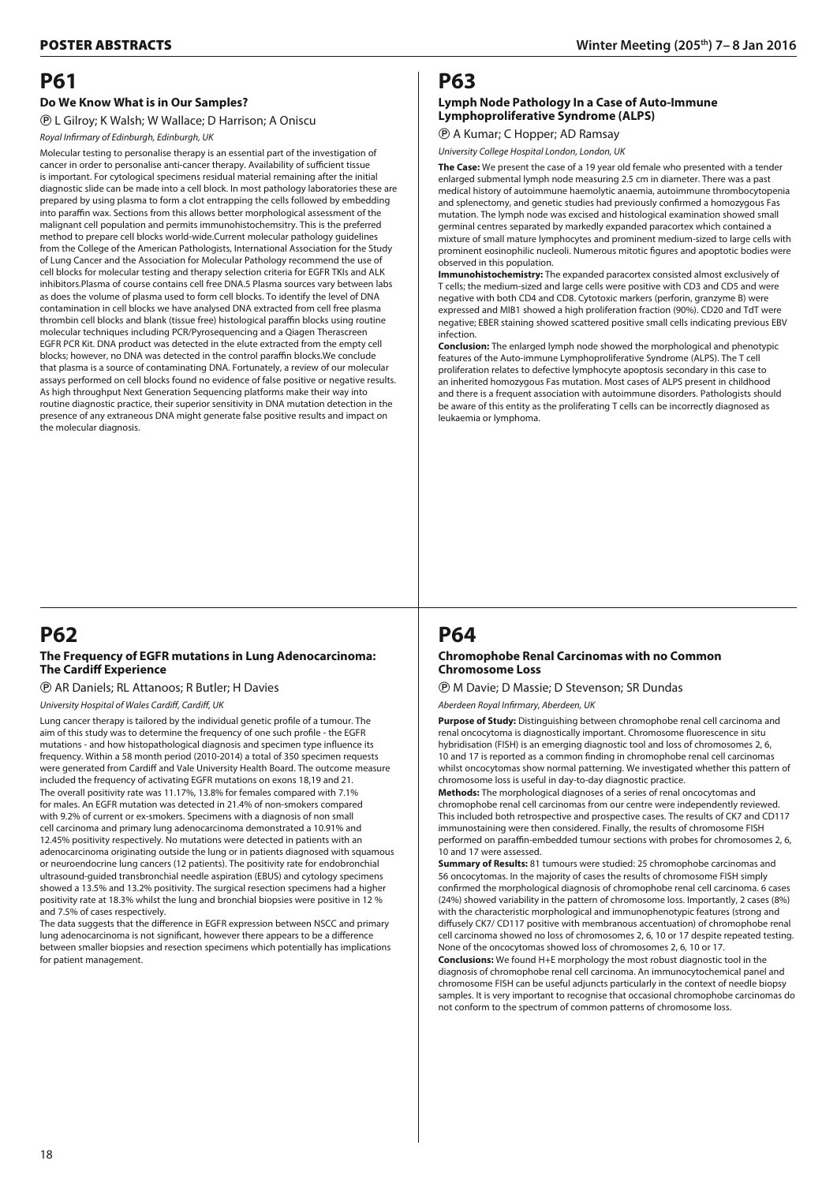# P61

### Do We Know What is in Our Samples?

Ⓟ L Gilroy; K Walsh; W Wallace; D Harrison; A Oniscu

*Royal Infirmary of Edinburgh, Edinburgh, UK*

Molecular testing to personalise therapy is an essential part of the investigation of cancer in order to personalise anti-cancer therapy. Availability of sufficient tissue is important. For cytological specimens residual material remaining after the initial diagnostic slide can be made into a cell block. In most pathology laboratories these are prepared by using plasma to form a clot entrapping the cells followed by embedding into paraffin wax. Sections from this allows better morphological assessment of the malignant cell population and permits immunohistochemsitry. This is the preferred method to prepare cell blocks world-wide.Current molecular pathology guidelines from the College of the American Pathologists, International Association for the Study of Lung Cancer and the Association for Molecular Pathology recommend the use of cell blocks for molecular testing and therapy selection criteria for EGFR TKIs and ALK inhibitors.Plasma of course contains cell free DNA.5 Plasma sources vary between labs as does the volume of plasma used to form cell blocks. To identify the level of DNA contamination in cell blocks we have analysed DNA extracted from cell free plasma thrombin cell blocks and blank (tissue free) histological paraffin blocks using routine molecular techniques including PCR/Pyrosequencing and a Qiagen Therascreen EGFR PCR Kit. DNA product was detected in the elute extracted from the empty cell blocks; however, no DNA was detected in the control paraffin blocks.We conclude that plasma is a source of contaminating DNA. Fortunately, a review of our molecular assays performed on cell blocks found no evidence of false positive or negative results. As high throughput Next Generation Sequencing platforms make their way into routine diagnostic practice, their superior sensitivity in DNA mutation detection in the presence of any extraneous DNA might generate false positive results and impact on the molecular diagnosis.

# P62

### The Frequency of EGFR mutations in Lung Adenocarcinoma: The Cardiff Experience

Ⓟ AR Daniels; RL Attanoos; R Butler; H Davies

*University Hospital of Wales Cardiff, Cardiff, UK*

Lung cancer therapy is tailored by the individual genetic profile of a tumour. The aim of this study was to determine the frequency of one such profile - the EGFR mutations - and how histopathological diagnosis and specimen type influence its frequency. Within a 58 month period (2010-2014) a total of 350 specimen requests were generated from Cardiff and Vale University Health Board. The outcome measure included the frequency of activating EGFR mutations on exons 18,19 and 21. The overall positivity rate was 11.17%, 13.8% for females compared with 7.1% for males. An EGFR mutation was detected in 21.4% of non-smokers compared with 9.2% of current or ex-smokers. Specimens with a diagnosis of non small cell carcinoma and primary lung adenocarcinoma demonstrated a 10.91% and 12.45% positivity respectively. No mutations were detected in patients with an adenocarcinoma originating outside the lung or in patients diagnosed with squamous or neuroendocarcinoma lung cancers (12 patients). The positivity rate for endobronchial ultrasound-guided transbronchial needle aspiration (EBUS) and cytology specimens showed a 13.5% and 13.2% positivity. The surgical resection specimens had a higher positivity rate at 18.3% whilst the lung and bronchial biopsies were positive in 12 % and 7.5% of cases respectively.

The data suggests that the difference in EGFR expression between NSCC and primary lung adenocarcinoma is not significant, however there appears to be a difference between smaller biopsies and resection specimens which potentially has implications for patient management.

# P63

### Lymph Node Pathology In a Case of Auto-Immune Lymphoproliferative Syndrome (ALPS)

Ⓟ A Kumar; C Hopper; AD Ramsay

*University College Hospital London, London, UK*

**The Case:** We present the case of a 19 year old female who presented with a tender enlarged submental lymph node measuring 2.5 cm in diameter. There was a past medical history of autoimmune haemolytic anaemia, autoimmune thrombocytopenia and splenectomy, and genetic studies had previously confirmed a homozygous Fas mutation. The lymph node was excised and histological examination showed small germinal centres separated by markedly expanded paracortex which contained a mixture of small mature lymphocytes and prominent medium-sized to large cells with prominent eosinophilic nucleoli. Numerous mitotic figures and apoptotic bodies were observed in this population.

**Immunohistochemistry:** The expanded paracortex consisted almost exclusively of T cells; the medium-sized and large cells were positive with CD3 and CD5 and were negative with both CD4 and CD8. Cytotoxic markers (perforin, granzyme B) were expressed and MIB1 showed a high proliferation fraction (90%). CD20 and TdT were negative; EBER staining showed scattered positive small cells indicating previous EBV infection.

**Conclusion:** The enlarged lymph node showed the morphological and phenotypic features of the Auto-immune Lymphoproliferative Syndrome (ALPS). The T cell proliferation relates to defective lymphocyte apoptosis secondary in this case to an inherited homozygous Fas mutation. Most cases of ALPS present in childhood and there is a frequent association with autoimmune disorders. Pathologists should be aware of this entity as the proliferating T cells can be incorrectly diagnosed as leukaemia or lymphoma.

# P64

### Chromophobe Renal Carcinomas with no Common Chromosome Loss

Ⓟ M Davie; D Massie; D Stevenson; SR Dundas

*Aberdeen Royal Infirmary, Aberdeen, UK*

**Purpose of Study:** Distinguishing between chromophobe renal cell carcinoma and renal oncocytoma is diagnostically important. Chromosome fluorescence in situ hybridisation (FISH) is an emerging diagnostic tool and loss of chromosomes 2, 6, 10 and 17 is reported as a common finding in chromophobe renal cell carcinomas whilst oncocytomas show normal patterning. We investigated whether this pattern of chromosome loss is useful in day-to-day diagnostic practice.

**Methods:** The morphological diagnoses of a series of renal oncocytomas and chromophobe renal cell carcinomas from our centre were independently reviewed. This included both retrospective and prospective cases. The results of CK7 and CD117 immunostaining were then considered. Finally, the results of chromosome FISH performed on paraffin-embedded tumour sections with probes for chromosomes 2, 6, 10 and 17 were assessed.

**Summary of Results:** 81 tumours were studied: 25 chromophobe carcinomas and 56 oncocytomas. In the majority of cases the results of chromosome FISH simply confirmed the morphological diagnosis of chromophobe renal cell carcinoma. 6 cases (24%) showed variability in the pattern of chromosome loss. Importantly, 2 cases (8%) with the characteristic morphological and immunophenotypic features (strong and diffusely CK7/ CD117 positive with membranous accentuation) of chromophobe renal cell carcinoma showed no loss of chromosomes 2, 6, 10 or 17 despite repeated testing. None of the oncocytomas showed loss of chromosomes 2, 6, 10 or 17.

**Conclusions:** We found H+E morphology the most robust diagnostic tool in the diagnosis of chromophobe renal cell carcinoma. An immunocytochemical panel and chromosome FISH can be useful adjuncts particularly in the context of needle biopsy samples. It is very important to recognise that occasional chromophobe carcinomas do not conform to the spectrum of common patterns of chromosome loss.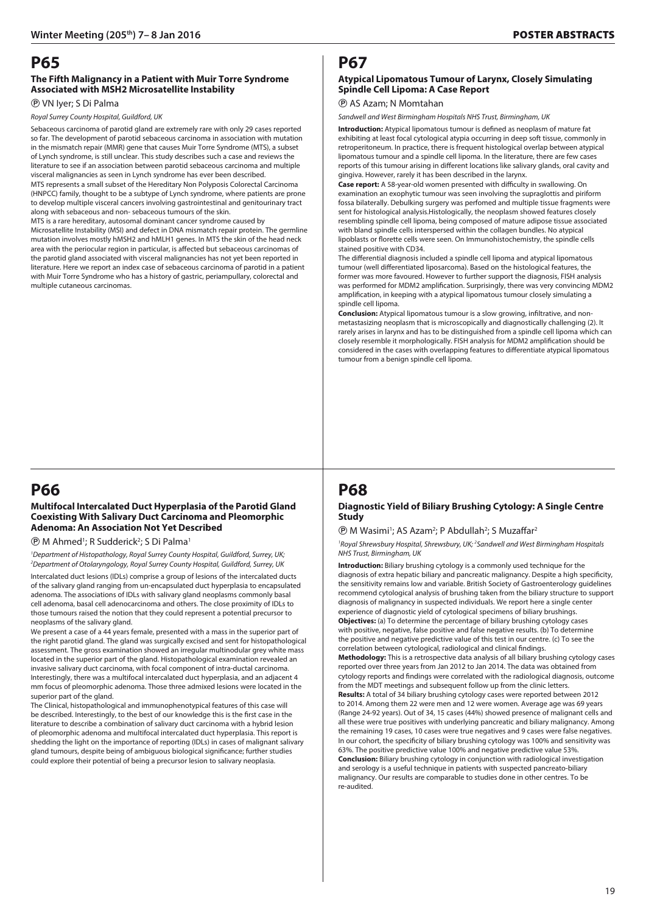# P65

### The Fifth Malignancy in a Patient with Muir Torre Syndrome Associated with MSH2 Microsatellite Instability

Ⓟ VN Iyer; S Di Palma

*Royal Surrey County Hospital, Guildford, UK*

Sebaceous carcinoma of parotid gland are extremely rare with only 29 cases reported so far. The development of parotid sebaceous carcinoma in association with mutation in the mismatch repair (MMR) gene that causes Muir Torre Syndrome (MTS), a subset of Lynch syndrome, is still unclear. This study describes such a case and reviews the literature to see if an association between parotid sebaceous carcinoma and multiple visceral malignancies as seen in Lynch syndrome has ever been described.

MTS represents a small subset of the Hereditary Non Polyposis Colorectal Carcinoma (HNPCC) family, thought to be a subtype of Lynch syndrome, where patients are prone to develop multiple visceral cancers involving gastrointestinal and genitourinary tract along with sebaceous and non- sebaceous tumours of the skin.

MTS is a rare hereditary, autosomal dominant cancer syndrome caused by Microsatellite Instability (MSI) and defect in DNA mismatch repair protein. The germline mutation involves mostly hMSH2 and hMLH1 genes. In MTS the skin of the head neck area with the periocular region in particular, is affected but sebaceous carcinomas of the parotid gland associated with visceral malignancies has not yet been reported in literature. Here we report an index case of sebaceous carcinoma of parotid in a patient with Muir Torre Syndrome who has a history of gastric, periampullary, colorectal and multiple cutaneous carcinomas.

# P66

### Multifocal Intercalated Duct Hyperplasia of the Parotid Gland Coexisting With Salivary Duct Carcinoma and Pleomorphic Adenoma: An Association Not Yet Described

Ⓟ M Ahmed[1]; R Sudderick[2]; S Di Palma[1]

*[1]Department of Histopathology, Royal Surrey County Hospital, Guildford, Surrey, UK; [2]Department of Otolaryngology, Royal Surrey County Hospital, Guildford, Surrey, UK*

Intercalated duct lesions (IDLs) comprise a group of lesions of the intercalated ducts of the salivary gland ranging from un-encapsulated duct hyperplasia to encapsulated adenoma. The associations of IDLs with salivary gland neoplasms commonly basal cell adenoma, basal cell adenocarcinoma and others. The close proximity of IDLs to those tumours raised the notion that they could represent a potential precursor to neoplasms of the salivary gland.

We present a case of a 44 years female, presented with a mass in the superior part of the right parotid gland. The gland was surgically excised and sent for histopathological assessment. The gross examination showed an irregular multinodular grey white mass located in the superior part of the gland. Histopathological examination revealed an invasive salivary duct carcinoma, with focal component of intra-ductal carcinoma. Interestingly, there was a multifocal intercalated duct hyperplasia, and an adjacent 4 mm focus of pleomorphic adenoma. Those three admixed lesions were located in the superior part of the gland.

The Clinical, histopathological and immunophenotypical features of this case will be described. Interestingly, to the best of our knowledge this is the first case in the literature to describe a combination of salivary duct carcinoma with a hybrid lesion of pleomorphic adenoma and multifocal intercalated duct hyperplasia. This report is shedding the light on the importance of reporting (IDLs) in cases of malignant salivary gland tumours, despite being of ambiguous biological significance; further studies could explore their potential of being a precursor lesion to salivary neoplasia.

# P67

### Atypical Lipomatous Tumour of Larynx, Closely Simulating Spindle Cell Lipoma: A Case Report

Ⓟ AS Azam; N Momtahan

*Sandwell and West Birmingham Hospitals NHS Trust, Birmingham, UK*

**Introduction:** Atypical lipomatous tumour is defined as neoplasm of mature fat exhibiting at least focal cytological atypia occurring in deep soft tissue, commonly in retroperitoneum. In practice, there is frequent histological overlap between atypical lipomatous tumour and a spindle cell lipoma. In the literature, there are few cases reports of this tumour arising in different locations like salivary glands, oral cavity and gingiva. However, rarely it has been described in the larynx.

**Case report:** A 58-year-old women presented with difficulty in swallowing. On examination an exophytic tumour was seen involving the supraglottis and piriform fossa bilaterally. Debulking surgery was perfomed and multiple tissue fragments were sent for histological analysis.Histologically, the neoplasm showed features closely resembling spindle cell lipoma, being composed of mature adipose tissue associated with bland spindle cells interspersed within the collagen bundles. No atypical lipoblasts or florette cells were seen. On Immunohistochemistry, the spindle cells stained positive with CD34.

The differential diagnosis included a spindle cell lipoma and atypical lipomatous tumour (well differentiated liposarcoma). Based on the histological features, the former was more favoured. However to further support the diagnosis, FISH analysis was performed for MDM2 amplification. Surprisingly, there was very convincing MDM2 amplification, in keeping with a atypical lipomatous tumour closely simulating a spindle cell lipoma.

**Conclusion:** Atypical lipomatous tumour is a slow growing, infiltrative, and non-metastasizing neoplasm that is microscopically and diagnostically challenging (2). It rarely arises in larynx and has to be distinguished from a spindle cell lipoma which can closely resemble it morphologically. FISH analysis for MDM2 amplification should be considered in the cases with overlapping features to differentiate atypical lipomatous tumour from a benign spindle cell lipoma.

# P68

### Diagnostic Yield of Biliary Brushing Cytology: A Single Centre Study

Ⓟ M Wasimi[1]; AS Azam[2]; P Abdullah[2]; S Muzaffar[2]

*[1]Royal Shrewsbury Hospital, Shrewsbury, UK; [2]Sandwell and West Birmingham Hospitals NHS Trust, Birmingham, UK*

**Introduction:** Biliary brushing cytology is a commonly used technique for the diagnosis of extra hepatic biliary and pancreatic malignancy. Despite a high specificity, the sensitivity remains low and variable. British Society of Gastroenterology guidelines recommend cytological analysis of brushing taken from the biliary structure to support diagnosis of malignancy in suspected individuals. We report here a single center experience of diagnostic yield of cytological specimens of biliary brushings.

**Objectives:** (a) To determine the percentage of biliary brushing cytology cases with positive, negative, false positive and false negative results. (b) To determine the positive and negative predictive value of this test in our centre. (c) To see the correlation between cytological, radiological and clinical findings.

**Methodology:** This is a retrospective data analysis of all biliary brushing cytology cases reported over three years from Jan 2012 to Jan 2014. The data was obtained from cytology reports and findings were correlated with the radiological diagnosis, outcome from the MDT meetings and subsequent follow up from the clinic letters.

**Results:** A total of 34 biliary brushing cytology cases were reported between 2012 to 2014. Among them 22 were men and 12 were women. Average age was 69 years (Range 24-92 years). Out of 34, 15 cases (44%) showed presence of malignant cells and all these were true positives with underlying pancreatic and biliary malignancy. Among the remaining 19 cases, 10 cases were true negatives and 9 cases were false negatives. In our cohort, the specificity of biliary brushing cytology was 100% and sensitivity was 63%. The positive predictive value 100% and negative predictive value 53%.

**Conclusion:** Biliary brushing cytology in conjunction with radiological investigation and serology is a useful technique in patients with suspected pancreato-biliary malignancy. Our results are comparable to studies done in other centres. To be re-audited.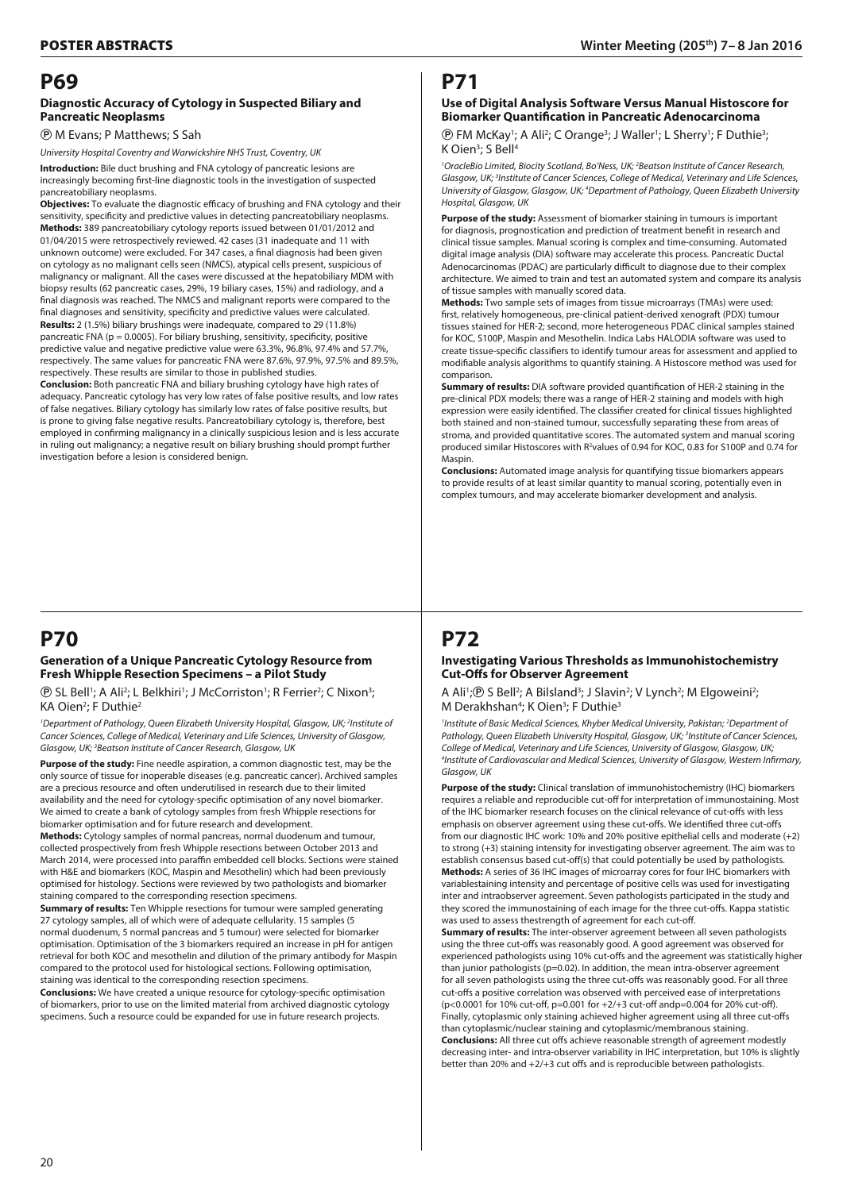# P69

### Diagnostic Accuracy of Cytology in Suspected Biliary and Pancreatic Neoplasms

Ⓟ M Evans; P Matthews; S Sah

*University Hospital Coventry and Warwickshire NHS Trust, Coventry, UK*

**Introduction:** Bile duct brushing and FNA cytology of pancreatic lesions are increasingly becoming first-line diagnostic tools in the investigation of suspected pancreatobiliary neoplasms.

**Objectives:** To evaluate the diagnostic efficacy of brushing and FNA cytology and their sensitivity, specificity and predictive values in detecting pancreatobiliary neoplasms.

**Methods:** 389 pancreatobiliary cytology reports issued between 01/01/2012 and 01/04/2015 were retrospectively reviewed. 42 cases (31 inadequate and 11 with unknown outcome) were excluded. For 347 cases, a final diagnosis had been given on cytology as no malignant cells seen (NMCS), atypical cells present, suspicious of malignancy or malignant. All the cases were discussed at the hepatobiliary MDM with biopsy results (62 pancreatic cases, 29%, 19 biliary cases, 15%) and radiology, and a final diagnosis was reached. The NMCS and malignant reports were compared to the final diagnoses and sensitivity, specificity and predictive values were calculated.

**Results:** 2 (1.5%) biliary brushings were inadequate, compared to 29 (11.8%) pancreatic FNA ($p = 0.0005$). For biliary brushing, sensitivity, specificity, positive predictive value and negative predictive value were 63.3%, 96.8%, 97.4% and 57.7%, respectively. The same values for pancreatic FNA were 87.6%, 97.9%, 97.5% and 89.5%, respectively. These results are similar to those in published studies.

**Conclusion:** Both pancreatic FNA and biliary brushing cytology have high rates of adequacy. Pancreatic cytology has very low rates of false positive results, and low rates of false negatives. Biliary cytology has similarly low rates of false positive results, but is prone to giving false negative results. Pancreatobiliary cytology is, therefore, best employed in confirming malignancy in a clinically suspicious lesion and is less accurate in ruling out malignancy; a negative result on biliary brushing should prompt further investigation before a lesion is considered benign.

# P70

### Generation of a Unique Pancreatic Cytology Resource from Fresh Whipple Resection Specimens – a Pilot Study

Ⓟ SL Bell[1]; A Ali[2]; L Belkhiri[1]; J McCorriston[1]; R Ferrier[2]; C Nixon[3]; KA Oien[2]; F Duthie[2]

[1]*Department of Pathology, Queen Elizabeth University Hospital, Glasgow, UK;* [2]*Institute of Cancer Sciences, College of Medical, Veterinary and Life Sciences, University of Glasgow, Glasgow, UK;* [3]*Beatson Institute of Cancer Research, Glasgow, UK*

**Purpose of the study:** Fine needle aspiration, a common diagnostic test, may be the only source of tissue for inoperable diseases (e.g. pancreatic cancer). Archived samples are a precious resource and often underutilised in research due to their limited availability and the need for cytology-specific optimisation of any novel biomarker. We aimed to create a bank of cytology samples from fresh Whipple resections for biomarker optimisation and for future research and development.

**Methods:** Cytology samples of normal pancreas, normal duodenum and tumour, collected prospectively from fresh Whipple resections between October 2013 and March 2014, were processed into paraffin embedded cell blocks. Sections were stained with H&E and biomarkers (KOC, Maspin and Mesothelin) which had been previously optimised for histology. Sections were reviewed by two pathologists and biomarker staining compared to the corresponding resection specimens.

**Summary of results:** Ten Whipple resections for tumour were sampled generating 27 cytology samples, all of which were of adequate cellularity. 15 samples (5 normal duodenum, 5 normal pancreas and 5 tumour) were selected for biomarker optimisation. Optimisation of the 3 biomarkers required an increase in pH for antigen retrieval for both KOC and mesothelin and dilution of the primary antibody for Maspin compared to the protocol used for histological sections. Following optimisation, staining was identical to the corresponding resection specimens.

**Conclusions:** We have created a unique resource for cytology-specific optimisation of biomarkers, prior to use on the limited material from archived diagnostic cytology specimens. Such a resource could be expanded for use in future research projects.

# P71

### Use of Digital Analysis Software Versus Manual Histoscore for Biomarker Quantification in Pancreatic Adenocarcinoma

Ⓟ FM McKay[1]; A Ali[2]; C Orange[3]; J Waller[1]; L Sherry[1]; F Duthie[3]; K Oien[3]; S Bell[4]

[1]*OracleBio Limited, Biocity Scotland, Bo'Ness, UK;* [2]*Beatson Institute of Cancer Research, Glasgow, UK;* [3]*Institute of Cancer Sciences, College of Medical, Veterinary and Life Sciences, University of Glasgow, Glasgow, UK;* [4]*Department of Pathology, Queen Elizabeth University Hospital, Glasgow, UK*

**Purpose of the study:** Assessment of biomarker staining in tumours is important for diagnosis, prognostication and prediction of treatment benefit in research and clinical tissue samples. Manual scoring is complex and time-consuming. Automated digital image analysis (DIA) software may accelerate this process. Pancreatic Ductal Adenocarcinomas (PDAC) are particularly difficult to diagnose due to their complex architecture. We aimed to train and test an automated system and compare its analysis of tissue samples with manually scored data.

**Methods:** Two sample sets of images from tissue microarrays (TMAs) were used: first, relatively homogeneous, pre-clinical patient-derived xenograft (PDX) tumour tissues stained for HER-2; second, more heterogeneous PDAC clinical samples stained for KOC, S100P, Maspin and Mesothelin. Indica Labs HALODIA software was used to create tissue-specific classifiers to identify tumour areas for assessment and applied to modifiable analysis algorithms to quantify staining. A Histoscore method was used for comparison.

**Summary of results:** DIA software provided quantification of HER-2 staining in the pre-clinical PDX models; there was a range of HER-2 staining and models with high expression were easily identified. The classifier created for clinical tissues highlighted both stained and non-stained tumour, successfully separating these from areas of stroma, and provided quantitative scores. The automated system and manual scoring produced similar Histoscores with $R^2$values of 0.94 for KOC, 0.83 for S100P and 0.74 for Maspin.

**Conclusions:** Automated image analysis for quantifying tissue biomarkers appears to provide results of at least similar quantity to manual scoring, potentially even in complex tumours, and may accelerate biomarker development and analysis.

# P72

### Investigating Various Thresholds as Immunohistochemistry Cut-Offs for Observer Agreement

A Ali[1];Ⓟ S Bell[2]; A Bilsland[3]; J Slavin[2]; V Lynch[2]; M Elgoweini[2]; M Derakhshan[4]; K Oien[3]; F Duthie[3]

[1]*Institute of Basic Medical Sciences, Khyber Medical University, Pakistan;* [2]*Department of Pathology, Queen Elizabeth University Hospital, Glasgow, UK;* [3]*Institute of Cancer Sciences, College of Medical, Veterinary and Life Sciences, University of Glasgow, Glasgow, UK;* [4]*Institute of Cardiovascular and Medical Sciences, University of Glasgow, Western Infirmary, Glasgow, UK*

**Purpose of the study:** Clinical translation of immunohistochemistry (IHC) biomarkers requires a reliable and reproducible cut-off for interpretation of immunostaining. Most of the IHC biomarker research focuses on the clinical relevance of cut-offs with less emphasis on observer agreement using these cut-offs. We identified three cut-offs from our diagnostic IHC work: 10% and 20% positive epithelial cells and moderate (+2) to strong (+3) staining intensity for investigating observer agreement. The aim was to establish consensus based cut-off(s) that could potentially be used by pathologists.

**Methods:** A series of 36 IHC images of microarray cores for four IHC biomarkers with variablestaining intensity and percentage of positive cells was used for investigating inter and intraobserver agreement. Seven pathologists participated in the study and they scored the immunostaining of each image for the three cut-offs. Kappa statistic was used to assess thestrength of agreement for each cut-off.

**Summary of results:** The inter-observer agreement between all seven pathologists using the three cut-offs was reasonably good. A good agreement was observed for experienced pathologists using 10% cut-offs and the agreement was statistically higher than junior pathologists ($p=0.02$). In addition, the mean intra-observer agreement for all seven pathologists using the three cut-offs was reasonably good. For all three cut-offs a positive correlation was observed with perceived ease of interpretations ($p<0.0001$ for 10% cut-off, $p=0.001$ for +2/+3 cut-off and$p=0.004$ for 20% cut-off). Finally, cytoplasmic only staining achieved higher agreement using all three cut-offs than cytoplasmic/nuclear staining and cytoplasmic/membranous staining.

**Conclusions:** All three cut offs achieve reasonable strength of agreement modestly decreasing inter- and intra-observer variability in IHC interpretation, but 10% is slightly better than 20% and +2/+3 cut offs and is reproducible between pathologists.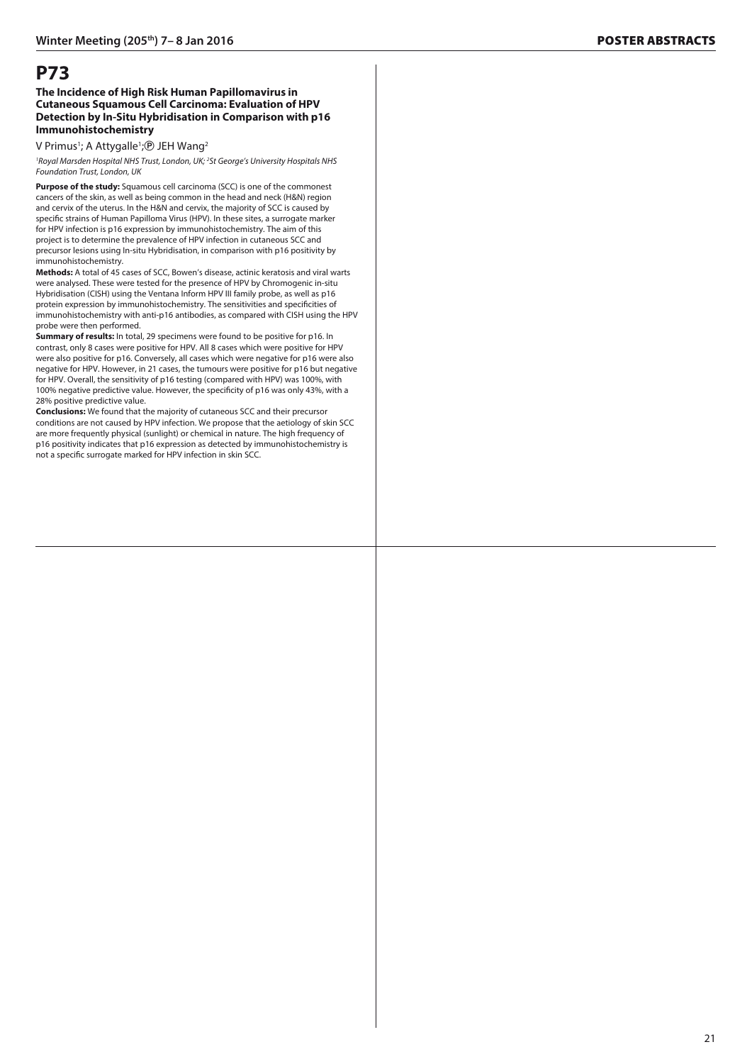# P73

**The Incidence of High Risk Human Papillomavirus in Cutaneous Squamous Cell Carcinoma: Evaluation of HPV Detection by In-Situ Hybridisation in Comparison with p16 Immunohistochemistry**

V Primus[1]; A Attygalle[1]; Ⓟ JEH Wang[2]

*[1]Royal Marsden Hospital NHS Trust, London, UK; [2]St George's University Hospitals NHS Foundation Trust, London, UK*

**Purpose of the study:** Squamous cell carcinoma (SCC) is one of the commonest cancers of the skin, as well as being common in the head and neck (H&N) region and cervix of the uterus. In the H&N and cervix, the majority of SCC is caused by specific strains of Human Papilloma Virus (HPV). In these sites, a surrogate marker for HPV infection is p16 expression by immunohistochemistry. The aim of this project is to determine the prevalence of HPV infection in cutaneous SCC and precursor lesions using In-situ Hybridisation, in comparison with p16 positivity by immunohistochemistry.

**Methods:** A total of 45 cases of SCC, Bowen's disease, actinic keratosis and viral warts were analysed. These were tested for the presence of HPV by Chromogenic in-situ Hybridisation (CISH) using the Ventana Inform HPV III family probe, as well as p16 protein expression by immunohistochemistry. The sensitivities and specificities of immunohistochemistry with anti-p16 antibodies, as compared with CISH using the HPV probe were then performed.

**Summary of results:** In total, 29 specimens were found to be positive for p16. In contrast, only 8 cases were positive for HPV. All 8 cases which were positive for HPV were also positive for p16. Conversely, all cases which were negative for p16 were also negative for HPV. However, in 21 cases, the tumours were positive for p16 but negative for HPV. Overall, the sensitivity of p16 testing (compared with HPV) was 100%, with 100% negative predictive value. However, the specificity of p16 was only 43%, with a 28% positive predictive value.

**Conclusions:** We found that the majority of cutaneous SCC and their precursor conditions are not caused by HPV infection. We propose that the aetiology of skin SCC are more frequently physical (sunlight) or chemical in nature. The high frequency of p16 positivity indicates that p16 expression as detected by immunohistochemistry is not a specific surrogate marked for HPV infection in skin SCC.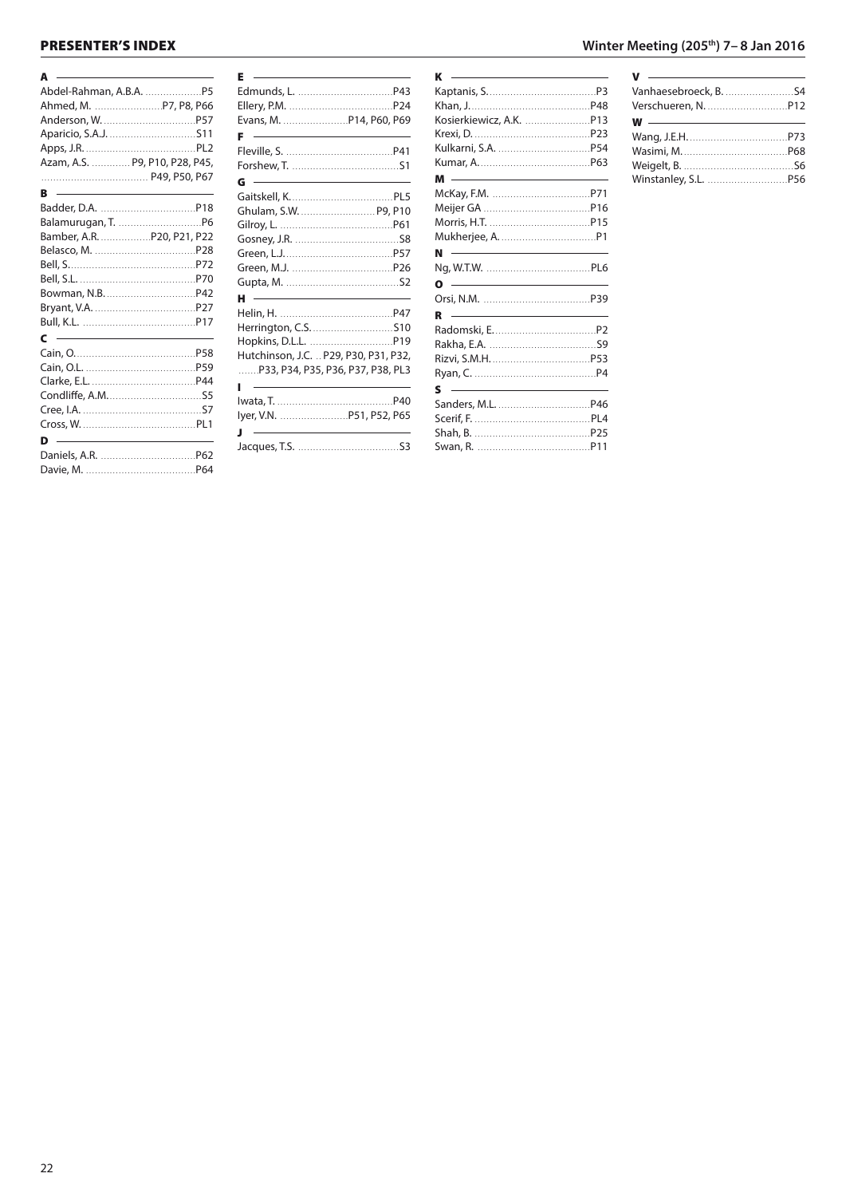# PRESENTER'S INDEX

**A**

Abdel-Rahman, A.B.A. ....P5
Ahmed, M. ....P7, P8, P66
Anderson, W. ....P57
Aparicio, S.A.J. ....S11
Apps, J.R. ....PL2
Azam, A.S. ....P9, P10, P28, P45, P49, P50, P67

**B**

Badder, D.A. ....P18
Balamurugan, T. ....P6
Bamber, A.R. ....P20, P21, P22
Belasco, M. ....P28
Bell, S. ....P72
Bell, S.L. ....P70
Bowman, N.B. ....P42
Bryant, V.A. ....P27
Bull, K.L. ....P17

**C**

Cain, O. ....P58
Cain, O.L. ....P59
Clarke, E.L. ....P44
Condliffe, A.M. ....S5
Cree, I.A. ....S7
Cross, W. ....PL1

**D**

Daniels, A.R. ....P62
Davie, M. ....P64

**E**

Edmunds, L. ....P43
Ellery, P.M. ....P24
Evans, M. ....P14, P60, P69

**F**

Fleville, S. ....P41
Forshew, T. ....S1

**G**

Gaitskell, K. ....PL5
Ghulam, S.W. ....P9, P10
Gilroy, L. ....P61
Gosney, J.R. ....S8
Green, L.J. ....P57
Green, M.J. ....P26
Gupta, M. ....S2

**H**

Helin, H. ....P47
Herrington, C.S. ....S10
Hopkins, D.L.L. ....P19
Hutchinson, J.C. ....P29, P30, P31, P32, P33, P34, P35, P36, P37, P38, PL3

**I**

Iwata, T. ....P40
Iyer, V.N. ....P51, P52, P65

**J**

Jacques, T.S. ....S3

**K**

Kaptanis, S. ....P3
Khan, J. ....P48
Kosierkiewicz, A.K. ....P13
Krexi, D. ....P23
Kulkarni, S.A. ....P54
Kumar, A. ....P63

**M**

McKay, F.M. ....P71
Meijer GA ....P16
Morris, H.T. ....P15
Mukherjee, A. ....P1

**N**

Ng, W.T.W. ....PL6

**O**

Orsi, N.M. ....P39

**R**

Radomski, E. ....P2
Rakha, E.A. ....S9
Rizvi, S.M.H. ....P53
Ryan, C. ....P4

**S**

Sanders, M.L. ....P46
Scerif, F. ....PL4
Shah, B. ....P25
Swan, R. ....P11

**V**

Vanhaesebroeck, B. ....S4
Verschueren, N. ....P12

**W**

Wang, J.E.H. ....P73
Wasimi, M. ....P68
Weigelt, B. ....S6
Winstanley, S.L. ....P56